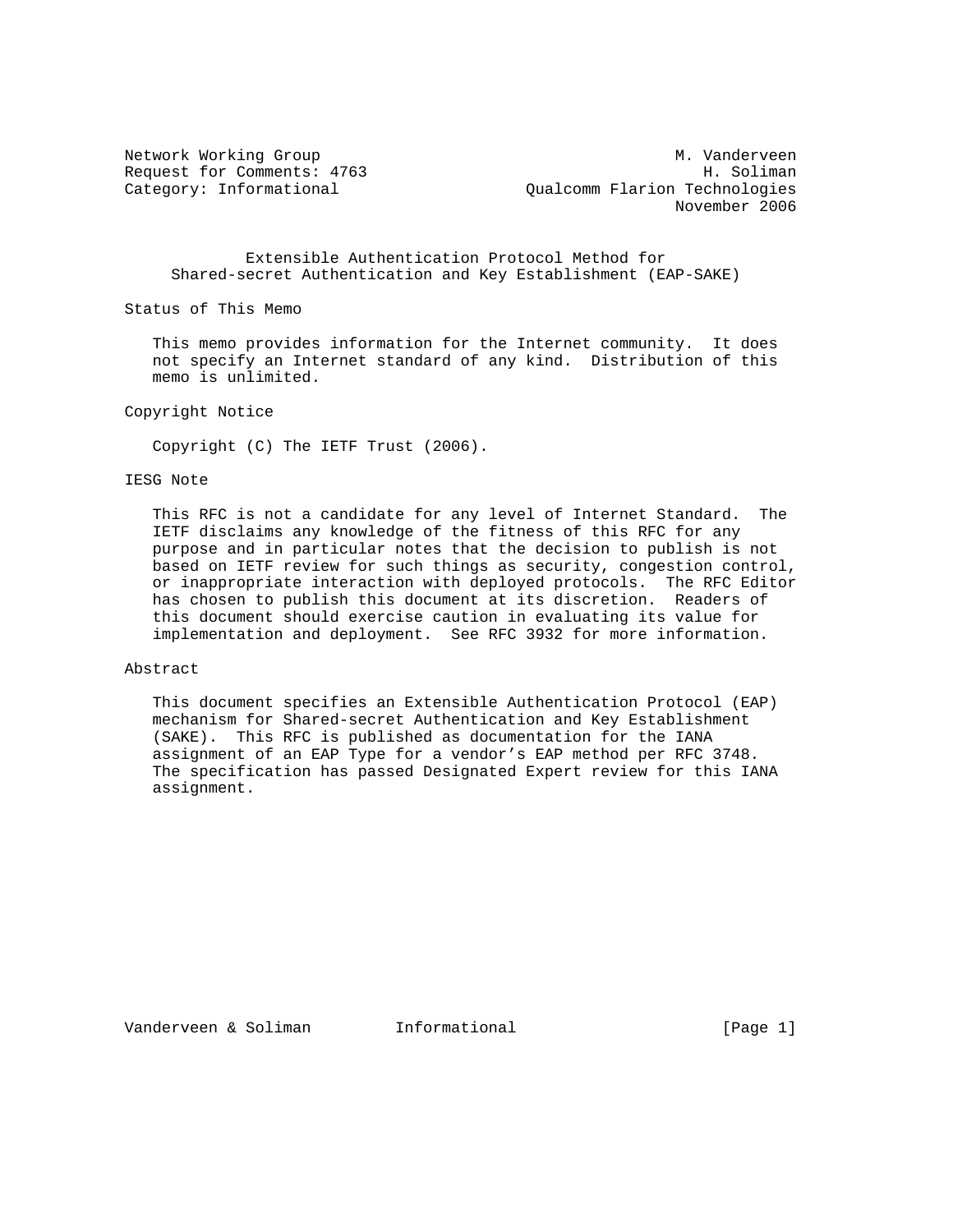Network Working Group M. Vanderveen
Request for Comments: 4763 H. Soliman
Category: Informational Qualcomm Flarion Technologies
November 2006

# Extensible Authentication Protocol Method for Shared-secret Authentication and Key Establishment (EAP-SAKE)

## Status of This Memo

This memo provides information for the Internet community. It does not specify an Internet standard of any kind. Distribution of this memo is unlimited.

## Copyright Notice

Copyright (C) The IETF Trust (2006).

## IESG Note

This RFC is not a candidate for any level of Internet Standard. The IETF disclaims any knowledge of the fitness of this RFC for any purpose and in particular notes that the decision to publish is not based on IETF review for such things as security, congestion control, or inappropriate interaction with deployed protocols. The RFC Editor has chosen to publish this document at its discretion. Readers of this document should exercise caution in evaluating its value for implementation and deployment. See RFC 3932 for more information.

## Abstract

This document specifies an Extensible Authentication Protocol (EAP) mechanism for Shared-secret Authentication and Key Establishment (SAKE). This RFC is published as documentation for the IANA assignment of an EAP Type for a vendor's EAP method per RFC 3748. The specification has passed Designated Expert review for this IANA assignment.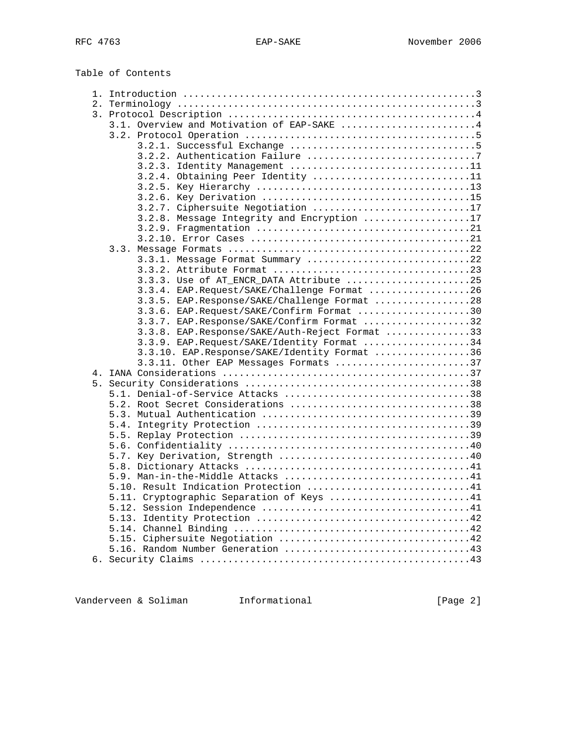Table of Contents

```
   1. Introduction ....................................................3
   2. Terminology .....................................................3
   3. Protocol Description ............................................4
      3.1. Overview and Motivation of EAP-SAKE ........................4
      3.2. Protocol Operation .........................................5
           3.2.1. Successful Exchange .................................5
           3.2.2. Authentication Failure ..............................7
           3.2.3. Identity Management ................................11
           3.2.4. Obtaining Peer Identity ............................11
           3.2.5. Key Hierarchy ......................................13
           3.2.6. Key Derivation .....................................15
           3.2.7. Ciphersuite Negotiation ............................17
           3.2.8. Message Integrity and Encryption ...................17
           3.2.9. Fragmentation ......................................21
           3.2.10. Error Cases .......................................21
      3.3. Message Formats ...........................................22
           3.3.1. Message Format Summary .............................22
           3.3.2. Attribute Format ...................................23
           3.3.3. Use of AT_ENCR_DATA Attribute ......................25
           3.3.4. EAP.Request/SAKE/Challenge Format ..................26
           3.3.5. EAP.Response/SAKE/Challenge Format .................28
           3.3.6. EAP.Request/SAKE/Confirm Format ....................30
           3.3.7. EAP.Response/SAKE/Confirm Format ...................32
           3.3.8. EAP.Response/SAKE/Auth-Reject Format ...............33
           3.3.9. EAP.Request/SAKE/Identity Format ...................34
           3.3.10. EAP.Response/SAKE/Identity Format .................36
           3.3.11. Other EAP Messages Formats ........................37
   4. IANA Considerations ............................................37
   5. Security Considerations ........................................38
      5.1. Denial-of-Service Attacks .................................38
      5.2. Root Secret Considerations ................................38
      5.3. Mutual Authentication .....................................39
      5.4. Integrity Protection ......................................39
      5.5. Replay Protection .........................................39
      5.6. Confidentiality ...........................................40
      5.7. Key Derivation, Strength ..................................40
      5.8. Dictionary Attacks ........................................41
      5.9. Man-in-the-Middle Attacks .................................41
      5.10. Result Indication Protection .............................41
      5.11. Cryptographic Separation of Keys .........................41
      5.12. Session Independence .....................................41
      5.13. Identity Protection ......................................42
      5.14. Channel Binding ..........................................42
      5.15. Ciphersuite Negotiation ..................................42
      5.16. Random Number Generation .................................43
   6. Security Claims ................................................43
```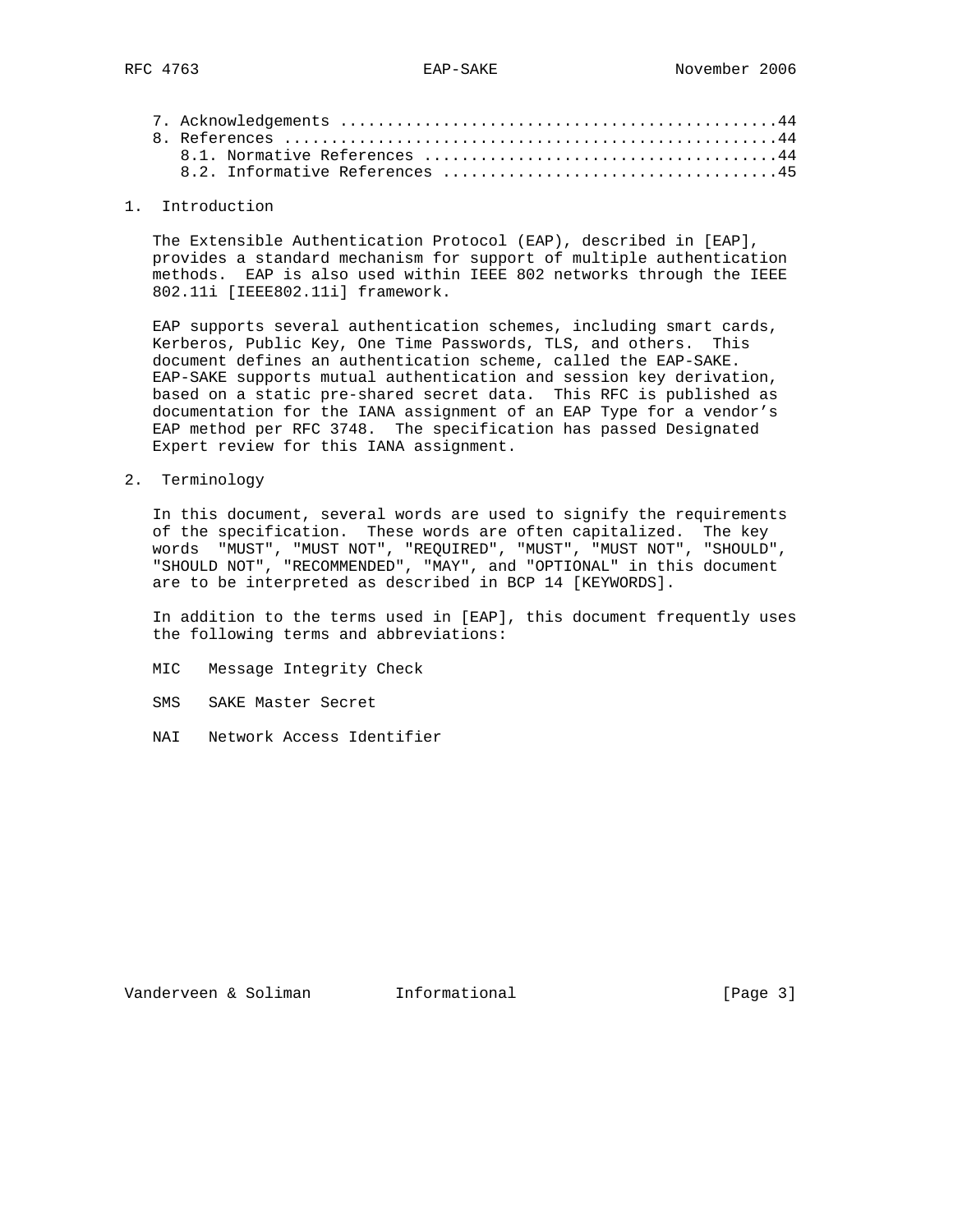7. Acknowledgements ..............................................44
8. References ....................................................44
   8.1. Normative References .....................................44
   8.2. Informative References ...................................45

## 1. Introduction

The Extensible Authentication Protocol (EAP), described in [EAP], provides a standard mechanism for support of multiple authentication methods. EAP is also used within IEEE 802 networks through the IEEE 802.11i [IEEE802.11i] framework.

EAP supports several authentication schemes, including smart cards, Kerberos, Public Key, One Time Passwords, TLS, and others. This document defines an authentication scheme, called the EAP-SAKE. EAP-SAKE supports mutual authentication and session key derivation, based on a static pre-shared secret data. This RFC is published as documentation for the IANA assignment of an EAP Type for a vendor’s EAP method per RFC 3748. The specification has passed Designated Expert review for this IANA assignment.

## 2. Terminology

In this document, several words are used to signify the requirements of the specification. These words are often capitalized. The key words "MUST", "MUST NOT", "REQUIRED", "MUST", "MUST NOT", "SHOULD", "SHOULD NOT", "RECOMMENDED", "MAY", and "OPTIONAL" in this document are to be interpreted as described in BCP 14 [KEYWORDS].

In addition to the terms used in [EAP], this document frequently uses the following terms and abbreviations:

MIC   Message Integrity Check

SMS   SAKE Master Secret

NAI   Network Access Identifier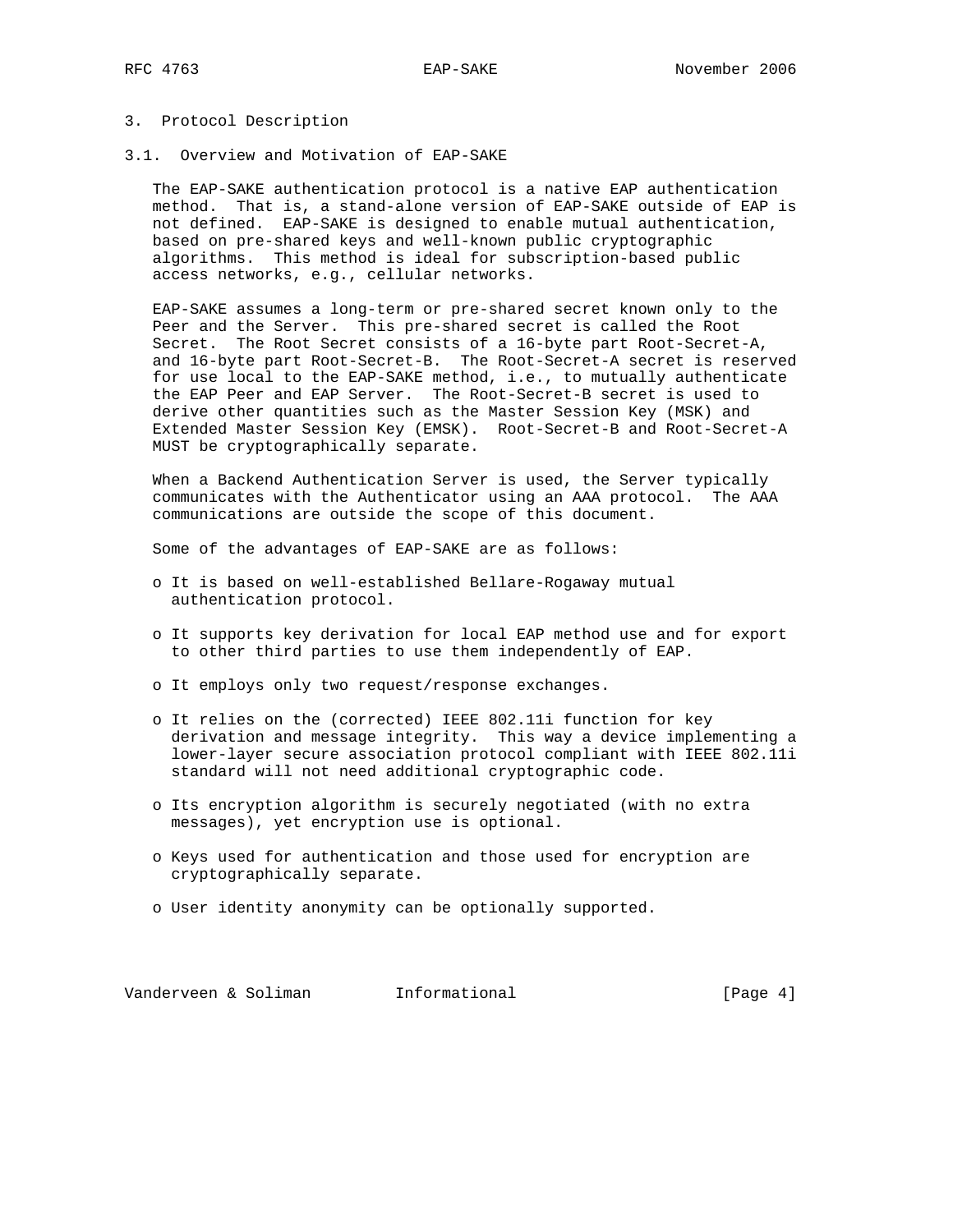# 3. Protocol Description

## 3.1. Overview and Motivation of EAP-SAKE

The EAP-SAKE authentication protocol is a native EAP authentication method. That is, a stand-alone version of EAP-SAKE outside of EAP is not defined. EAP-SAKE is designed to enable mutual authentication, based on pre-shared keys and well-known public cryptographic algorithms. This method is ideal for subscription-based public access networks, e.g., cellular networks.

EAP-SAKE assumes a long-term or pre-shared secret known only to the Peer and the Server. This pre-shared secret is called the Root Secret. The Root Secret consists of a 16-byte part Root-Secret-A, and 16-byte part Root-Secret-B. The Root-Secret-A secret is reserved for use local to the EAP-SAKE method, i.e., to mutually authenticate the EAP Peer and EAP Server. The Root-Secret-B secret is used to derive other quantities such as the Master Session Key (MSK) and Extended Master Session Key (EMSK). Root-Secret-B and Root-Secret-A MUST be cryptographically separate.

When a Backend Authentication Server is used, the Server typically communicates with the Authenticator using an AAA protocol. The AAA communications are outside the scope of this document.

Some of the advantages of EAP-SAKE are as follows:

- It is based on well-established Bellare-Rogaway mutual authentication protocol.
- It supports key derivation for local EAP method use and for export to other third parties to use them independently of EAP.
- It employs only two request/response exchanges.
- It relies on the (corrected) IEEE 802.11i function for key derivation and message integrity. This way a device implementing a lower-layer secure association protocol compliant with IEEE 802.11i standard will not need additional cryptographic code.
- Its encryption algorithm is securely negotiated (with no extra messages), yet encryption use is optional.
- Keys used for authentication and those used for encryption are cryptographically separate.
- User identity anonymity can be optionally supported.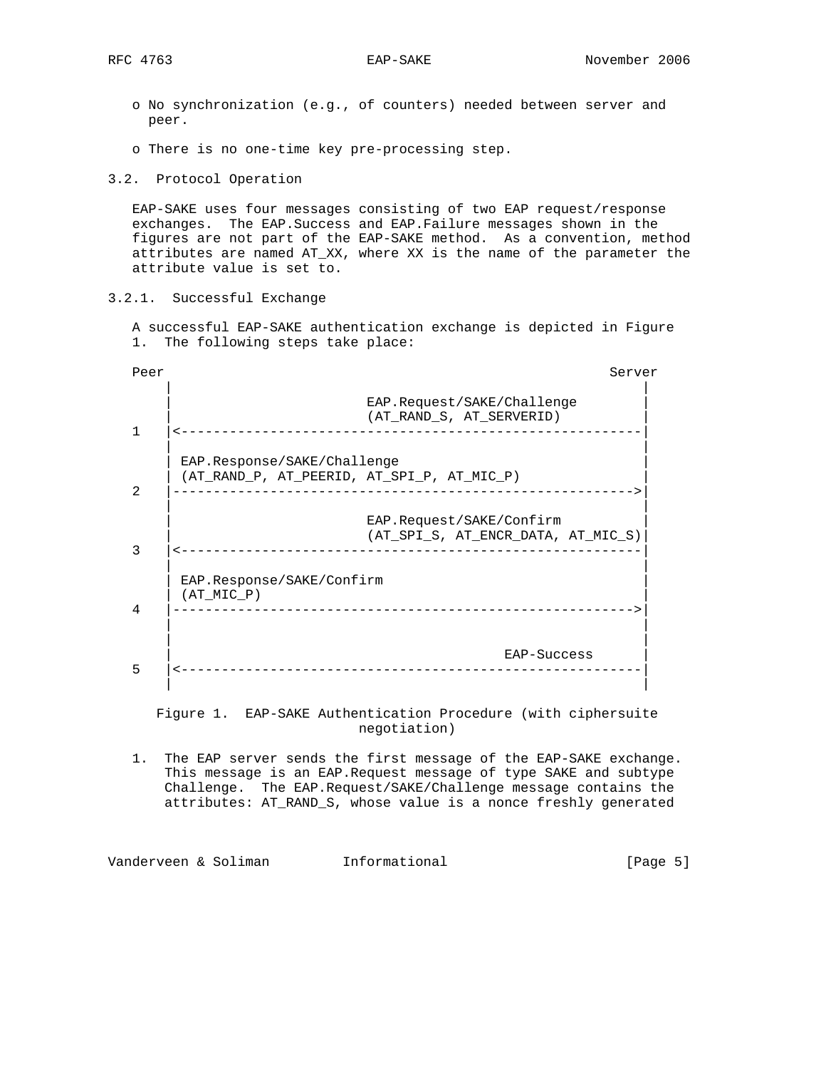- No synchronization (e.g., of counters) needed between server and peer.

- There is no one-time key pre-processing step.

### 3.2. Protocol Operation

EAP-SAKE uses four messages consisting of two EAP request/response exchanges. The EAP.Success and EAP.Failure messages shown in the figures are not part of the EAP-SAKE method. As a convention, method attributes are named AT_XX, where XX is the name of the parameter the attribute value is set to.

#### 3.2.1. Successful Exchange

A successful EAP-SAKE authentication exchange is depicted in Figure 1. The following steps take place:

```
Peer                                                       Server
    |                                                          |
    |                        EAP.Request/SAKE/Challenge        |
    |                        (AT_RAND_S, AT_SERVERID)          |
1   |<---------------------------------------------------------|
    |                                                          |
    | EAP.Response/SAKE/Challenge                              |
    | (AT_RAND_P, AT_PEERID, AT_SPI_P, AT_MIC_P)               |
2   |--------------------------------------------------------->|
    |                                                          |
    |                        EAP.Request/SAKE/Confirm          |
    |                        (AT_SPI_S, AT_ENCR_DATA, AT_MIC_S)|
3   |<---------------------------------------------------------|
    |                                                          |
    | EAP.Response/SAKE/Confirm                                |
    | (AT_MIC_P)                                               |
4   |--------------------------------------------------------->|
    |                                                          |
    |                                                          |
    |                                         EAP-Success      |
5   |<---------------------------------------------------------|
    |                                                          |
```

Figure 1. EAP-SAKE Authentication Procedure (with ciphersuite negotiation)

1. The EAP server sends the first message of the EAP-SAKE exchange. This message is an EAP.Request message of type SAKE and subtype Challenge. The EAP.Request/SAKE/Challenge message contains the attributes: AT_RAND_S, whose value is a nonce freshly generated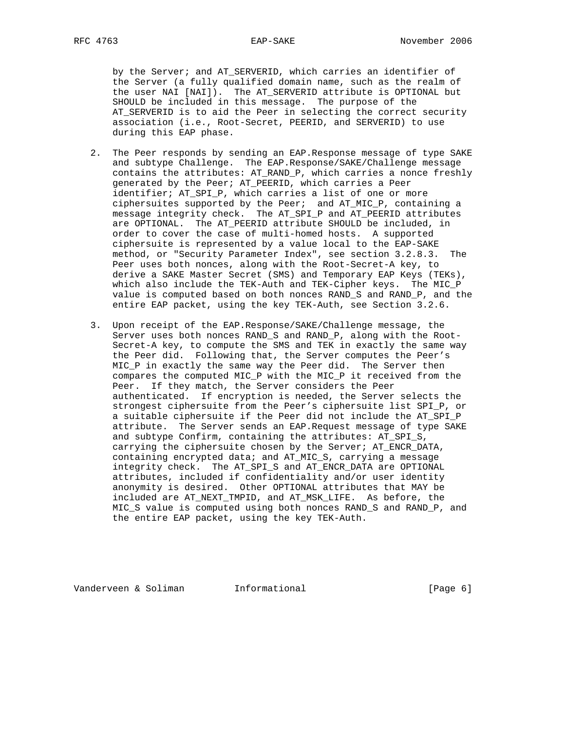by the Server; and AT_SERVERID, which carries an identifier of the Server (a fully qualified domain name, such as the realm of the user NAI [NAI]). The AT_SERVERID attribute is OPTIONAL but SHOULD be included in this message. The purpose of the AT_SERVERID is to aid the Peer in selecting the correct security association (i.e., Root-Secret, PEERID, and SERVERID) to use during this EAP phase.

2. The Peer responds by sending an EAP.Response message of type SAKE and subtype Challenge. The EAP.Response/SAKE/Challenge message contains the attributes: AT_RAND_P, which carries a nonce freshly generated by the Peer; AT_PEERID, which carries a Peer identifier; AT_SPI_P, which carries a list of one or more ciphersuites supported by the Peer; and AT_MIC_P, containing a message integrity check. The AT_SPI_P and AT_PEERID attributes are OPTIONAL. The AT_PEERID attribute SHOULD be included, in order to cover the case of multi-homed hosts. A supported ciphersuite is represented by a value local to the EAP-SAKE method, or "Security Parameter Index", see section 3.2.8.3. The Peer uses both nonces, along with the Root-Secret-A key, to derive a SAKE Master Secret (SMS) and Temporary EAP Keys (TEKs), which also include the TEK-Auth and TEK-Cipher keys. The MIC_P value is computed based on both nonces RAND_S and RAND_P, and the entire EAP packet, using the key TEK-Auth, see Section 3.2.6.

3. Upon receipt of the EAP.Response/SAKE/Challenge message, the Server uses both nonces RAND_S and RAND_P, along with the Root-Secret-A key, to compute the SMS and TEK in exactly the same way the Peer did. Following that, the Server computes the Peer's MIC_P in exactly the same way the Peer did. The Server then compares the computed MIC_P with the MIC_P it received from the Peer. If they match, the Server considers the Peer authenticated. If encryption is needed, the Server selects the strongest ciphersuite from the Peer's ciphersuite list SPI_P, or a suitable ciphersuite if the Peer did not include the AT_SPI_P attribute. The Server sends an EAP.Request message of type SAKE and subtype Confirm, containing the attributes: AT_SPI_S, carrying the ciphersuite chosen by the Server; AT_ENCR_DATA, containing encrypted data; and AT_MIC_S, carrying a message integrity check. The AT_SPI_S and AT_ENCR_DATA are OPTIONAL attributes, included if confidentiality and/or user identity anonymity is desired. Other OPTIONAL attributes that MAY be included are AT_NEXT_TMPID, and AT_MSK_LIFE. As before, the MIC_S value is computed using both nonces RAND_S and RAND_P, and the entire EAP packet, using the key TEK-Auth.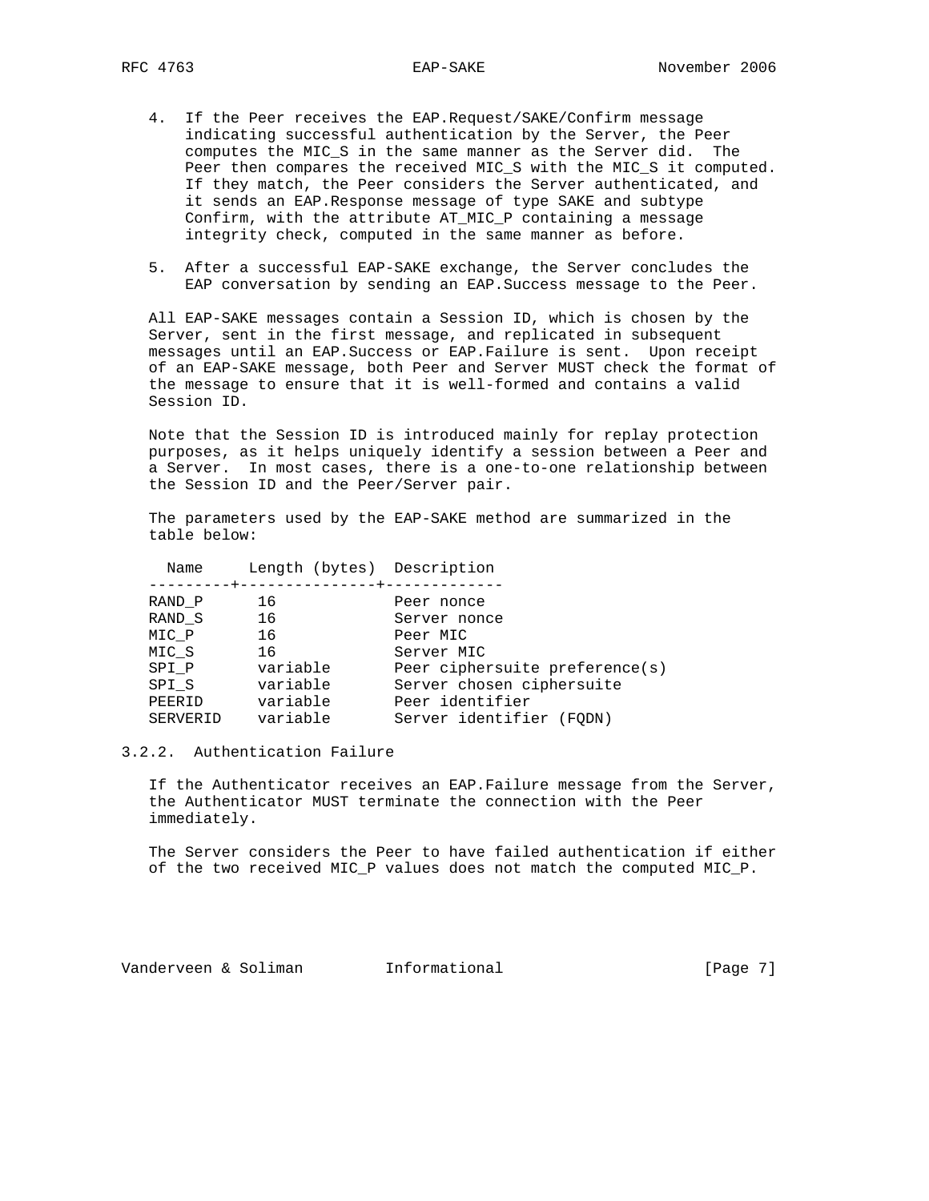4. If the Peer receives the EAP.Request/SAKE/Confirm message indicating successful authentication by the Server, the Peer computes the MIC_S in the same manner as the Server did. The Peer then compares the received MIC_S with the MIC_S it computed. If they match, the Peer considers the Server authenticated, and it sends an EAP.Response message of type SAKE and subtype Confirm, with the attribute AT_MIC_P containing a message integrity check, computed in the same manner as before.

5. After a successful EAP-SAKE exchange, the Server concludes the EAP conversation by sending an EAP.Success message to the Peer.

All EAP-SAKE messages contain a Session ID, which is chosen by the Server, sent in the first message, and replicated in subsequent messages until an EAP.Success or EAP.Failure is sent. Upon receipt of an EAP-SAKE message, both Peer and Server MUST check the format of the message to ensure that it is well-formed and contains a valid Session ID.

Note that the Session ID is introduced mainly for replay protection purposes, as it helps uniquely identify a session between a Peer and a Server. In most cases, there is a one-to-one relationship between the Session ID and the Peer/Server pair.

The parameters used by the EAP-SAKE method are summarized in the table below:

| Name | Length (bytes) | Description |
|---|---|---|
| RAND_P | 16 | Peer nonce |
| RAND_S | 16 | Server nonce |
| MIC_P | 16 | Peer MIC |
| MIC_S | 16 | Server MIC |
| SPI_P | variable | Peer ciphersuite preference(s) |
| SPI_S | variable | Server chosen ciphersuite |
| PEERID | variable | Peer identifier |
| SERVERID | variable | Server identifier (FQDN) |

### 3.2.2. Authentication Failure

If the Authenticator receives an EAP.Failure message from the Server, the Authenticator MUST terminate the connection with the Peer immediately.

The Server considers the Peer to have failed authentication if either of the two received MIC_P values does not match the computed MIC_P.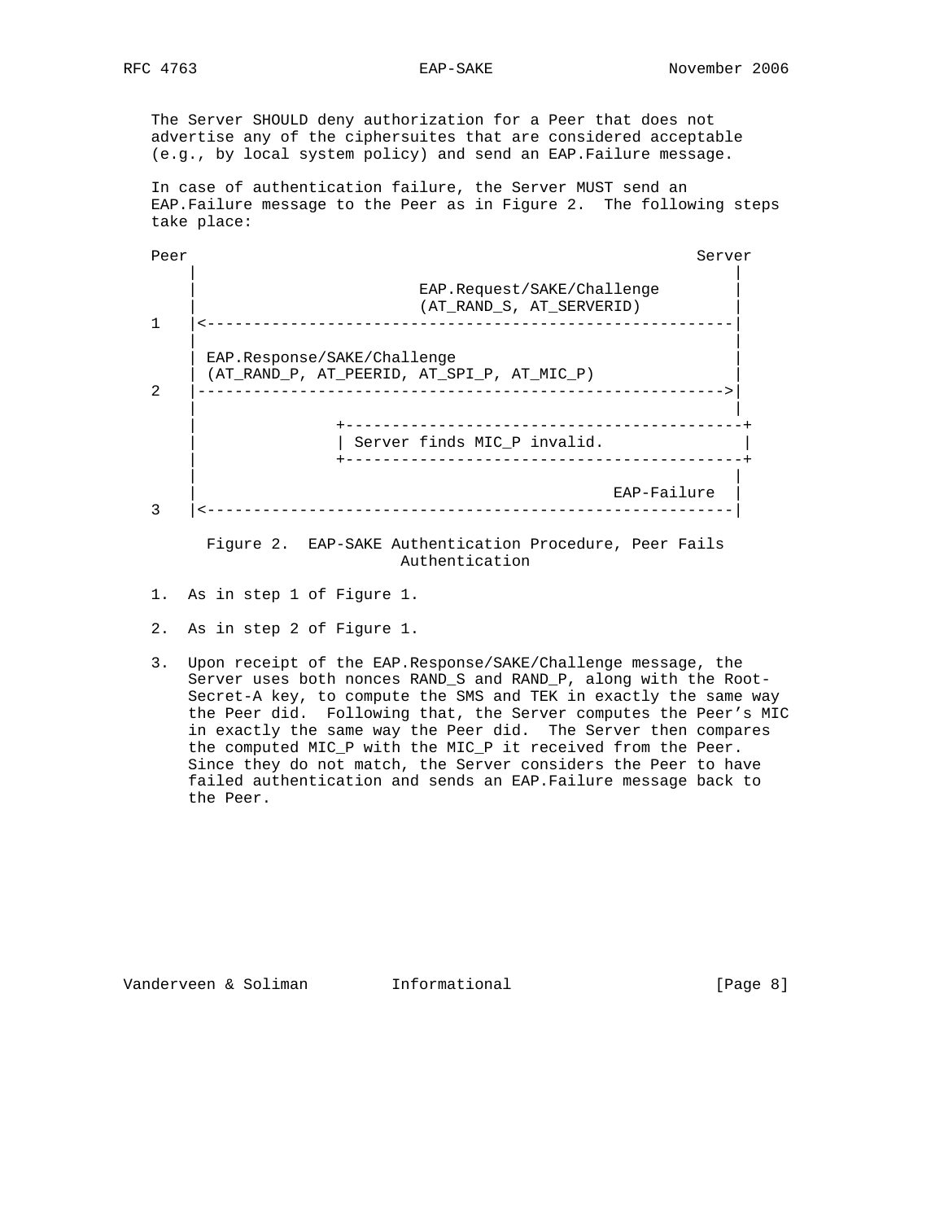The Server SHOULD deny authorization for a Peer that does not advertise any of the ciphersuites that are considered acceptable (e.g., by local system policy) and send an EAP.Failure message.

In case of authentication failure, the Server MUST send an EAP.Failure message to the Peer as in Figure 2. The following steps take place:

```
  Peer                                                      Server
    |                                                          |
    |                       EAP.Request/SAKE/Challenge         |
    |                       (AT_RAND_S, AT_SERVERID)           |
1   |<---------------------------------------------------------|
    |                                                          |
    | EAP.Response/SAKE/Challenge                              |
    | (AT_RAND_P, AT_PEERID, AT_SPI_P, AT_MIC_P)               |
2   |--------------------------------------------------------->|
    |                                                          |
    |              +-------------------------------------------+
    |              | Server finds MIC_P invalid.               |
    |              +-------------------------------------------+
    |                                                          |
    |                                              EAP-Failure |
3   |<---------------------------------------------------------|
```

Figure 2. EAP-SAKE Authentication Procedure, Peer Fails Authentication

1. As in step 1 of Figure 1.

2. As in step 2 of Figure 1.

3. Upon receipt of the EAP.Response/SAKE/Challenge message, the Server uses both nonces RAND_S and RAND_P, along with the Root-Secret-A key, to compute the SMS and TEK in exactly the same way the Peer did. Following that, the Server computes the Peer's MIC in exactly the same way the Peer did. The Server then compares the computed MIC_P with the MIC_P it received from the Peer. Since they do not match, the Server considers the Peer to have failed authentication and sends an EAP.Failure message back to the Peer.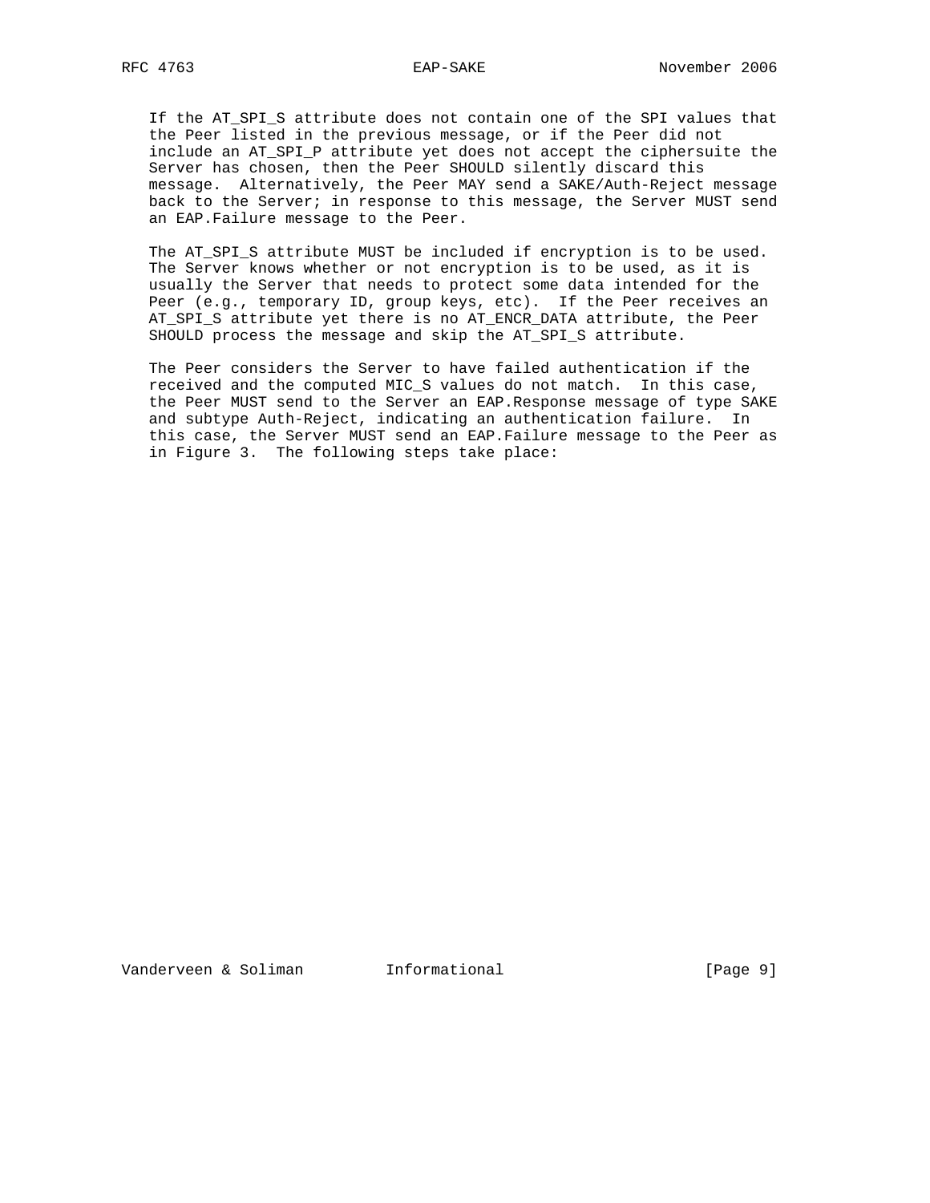If the AT_SPI_S attribute does not contain one of the SPI values that the Peer listed in the previous message, or if the Peer did not include an AT_SPI_P attribute yet does not accept the ciphersuite the Server has chosen, then the Peer SHOULD silently discard this message. Alternatively, the Peer MAY send a SAKE/Auth-Reject message back to the Server; in response to this message, the Server MUST send an EAP.Failure message to the Peer.

The AT_SPI_S attribute MUST be included if encryption is to be used. The Server knows whether or not encryption is to be used, as it is usually the Server that needs to protect some data intended for the Peer (e.g., temporary ID, group keys, etc). If the Peer receives an AT_SPI_S attribute yet there is no AT_ENCR_DATA attribute, the Peer SHOULD process the message and skip the AT_SPI_S attribute.

The Peer considers the Server to have failed authentication if the received and the computed MIC_S values do not match. In this case, the Peer MUST send to the Server an EAP.Response message of type SAKE and subtype Auth-Reject, indicating an authentication failure. In this case, the Server MUST send an EAP.Failure message to the Peer as in Figure 3. The following steps take place: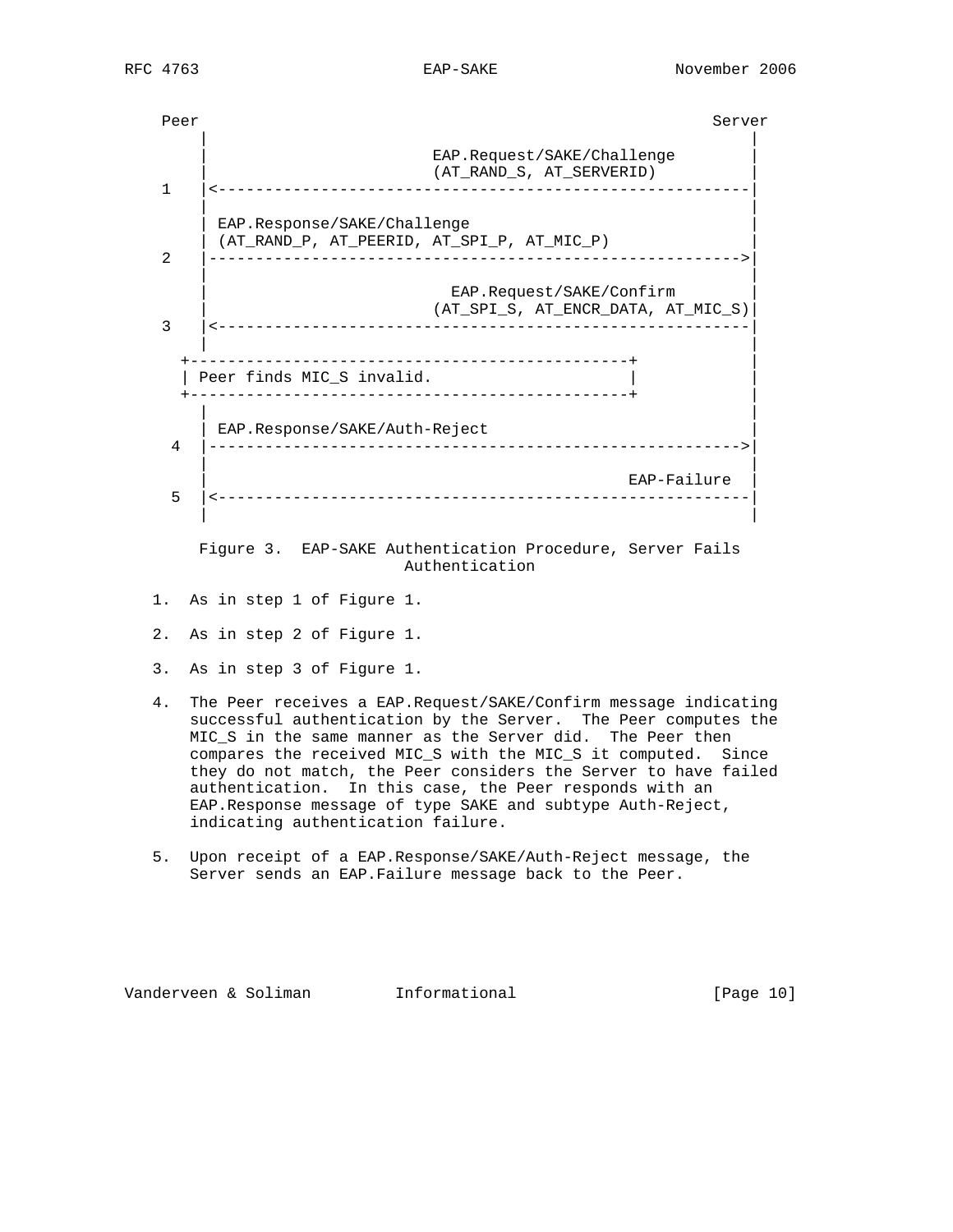```
    Peer                                                          Server
       |                                                             |
       |                      EAP.Request/SAKE/Challenge             |
       |                      (AT_RAND_S, AT_SERVERID)               |
    1  |<------------------------------------------------------------|
       |                                                             |
       | EAP.Response/SAKE/Challenge                                 |
       | (AT_RAND_P, AT_PEERID, AT_SPI_P, AT_MIC_P)                  |
    2  |------------------------------------------------------------>|
       |                                                             |
       |                        EAP.Request/SAKE/Confirm             |
       |                      (AT_SPI_S, AT_ENCR_DATA, AT_MIC_S)     |
    3  |<------------------------------------------------------------|
       |                                                             |
     +------------------------------------------------+              |
     | Peer finds MIC_S invalid.                      |              |
     +------------------------------------------------+              |
       |                                                             |
       | EAP.Response/SAKE/Auth-Reject                               |
     4 |------------------------------------------------------------>|
       |                                                             |
       |                                                 EAP-Failure |
     5 |<------------------------------------------------------------|
       |                                                             |
```

Figure 3. EAP-SAKE Authentication Procedure, Server Fails Authentication

1. As in step 1 of Figure 1.

2. As in step 2 of Figure 1.

3. As in step 3 of Figure 1.

4. The Peer receives a EAP.Request/SAKE/Confirm message indicating successful authentication by the Server. The Peer computes the MIC_S in the same manner as the Server did. The Peer then compares the received MIC_S with the MIC_S it computed. Since they do not match, the Peer considers the Server to have failed authentication. In this case, the Peer responds with an EAP.Response message of type SAKE and subtype Auth-Reject, indicating authentication failure.

5. Upon receipt of a EAP.Response/SAKE/Auth-Reject message, the Server sends an EAP.Failure message back to the Peer.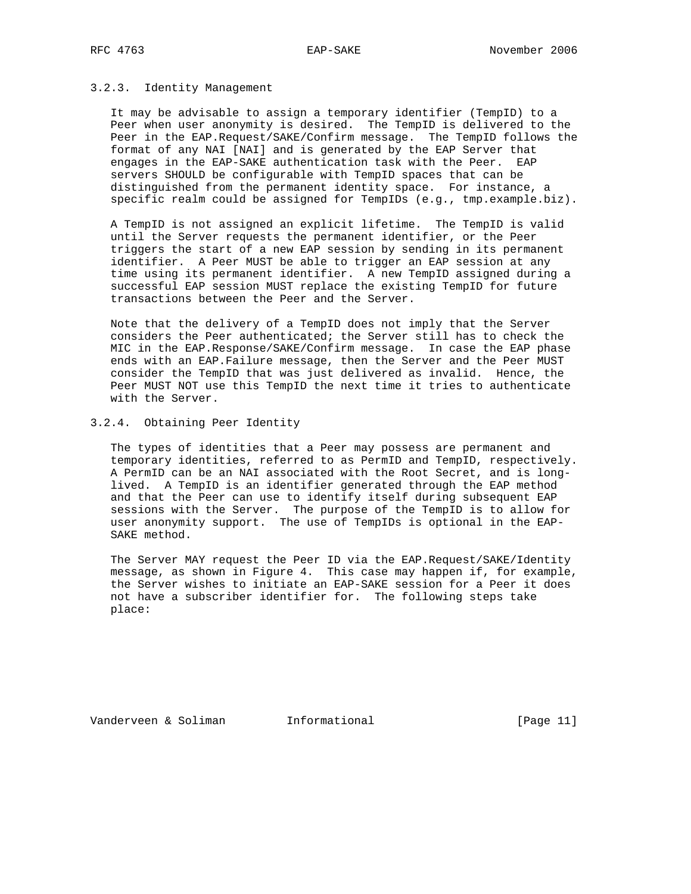### 3.2.3. Identity Management

It may be advisable to assign a temporary identifier (TempID) to a Peer when user anonymity is desired. The TempID is delivered to the Peer in the EAP.Request/SAKE/Confirm message. The TempID follows the format of any NAI [NAI] and is generated by the EAP Server that engages in the EAP-SAKE authentication task with the Peer. EAP servers SHOULD be configurable with TempID spaces that can be distinguished from the permanent identity space. For instance, a specific realm could be assigned for TempIDs (e.g., tmp.example.biz).

A TempID is not assigned an explicit lifetime. The TempID is valid until the Server requests the permanent identifier, or the Peer triggers the start of a new EAP session by sending in its permanent identifier. A Peer MUST be able to trigger an EAP session at any time using its permanent identifier. A new TempID assigned during a successful EAP session MUST replace the existing TempID for future transactions between the Peer and the Server.

Note that the delivery of a TempID does not imply that the Server considers the Peer authenticated; the Server still has to check the MIC in the EAP.Response/SAKE/Confirm message. In case the EAP phase ends with an EAP.Failure message, then the Server and the Peer MUST consider the TempID that was just delivered as invalid. Hence, the Peer MUST NOT use this TempID the next time it tries to authenticate with the Server.

### 3.2.4. Obtaining Peer Identity

The types of identities that a Peer may possess are permanent and temporary identities, referred to as PermID and TempID, respectively. A PermID can be an NAI associated with the Root Secret, and is long-lived. A TempID is an identifier generated through the EAP method and that the Peer can use to identify itself during subsequent EAP sessions with the Server. The purpose of the TempID is to allow for user anonymity support. The use of TempIDs is optional in the EAP-SAKE method.

The Server MAY request the Peer ID via the EAP.Request/SAKE/Identity message, as shown in Figure 4. This case may happen if, for example, the Server wishes to initiate an EAP-SAKE session for a Peer it does not have a subscriber identifier for. The following steps take place: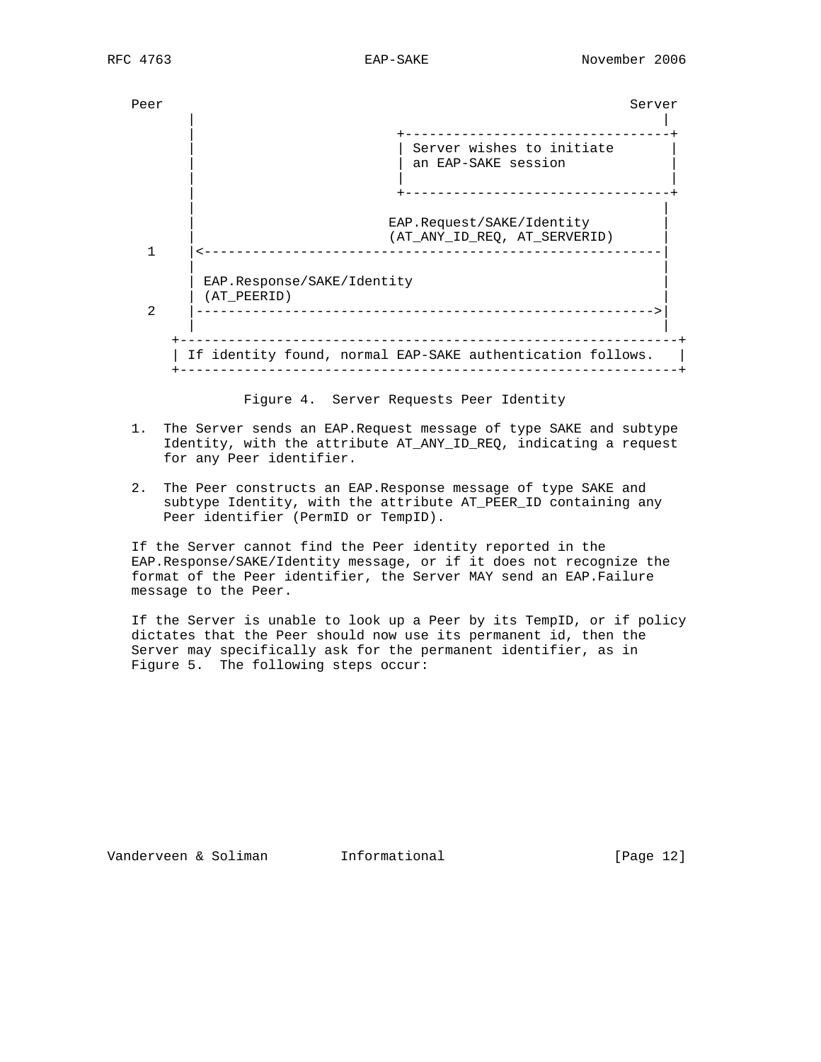```
   Peer                                                          Server
     |                                                              |
     |                            +---------------------------------+
     |                            | Server wishes to initiate       |
     |                            | an EAP-SAKE session             |
     |                            |                                 |
     |                            +---------------------------------+
     |                                                              |
     |                           EAP.Request/SAKE/Identity          |
     |                           (AT_ANY_ID_REQ, AT_SERVERID)       |
   1 |<-------------------------------------------------------------|
     |                                                              |
     | EAP.Response/SAKE/Identity                                   |
     | (AT_PEERID)                                                  |
   2 |------------------------------------------------------------->|
     |                                                              |
  +-------------------------------------------------------------------+
  | If identity found, normal EAP-SAKE authentication follows.       |
  +-------------------------------------------------------------------+
```

Figure 4. Server Requests Peer Identity

1. The Server sends an EAP.Request message of type SAKE and subtype Identity, with the attribute AT_ANY_ID_REQ, indicating a request for any Peer identifier.

2. The Peer constructs an EAP.Response message of type SAKE and subtype Identity, with the attribute AT_PEER_ID containing any Peer identifier (PermID or TempID).

If the Server cannot find the Peer identity reported in the EAP.Response/SAKE/Identity message, or if it does not recognize the format of the Peer identifier, the Server MAY send an EAP.Failure message to the Peer.

If the Server is unable to look up a Peer by its TempID, or if policy dictates that the Peer should now use its permanent id, then the Server may specifically ask for the permanent identifier, as in Figure 5. The following steps occur: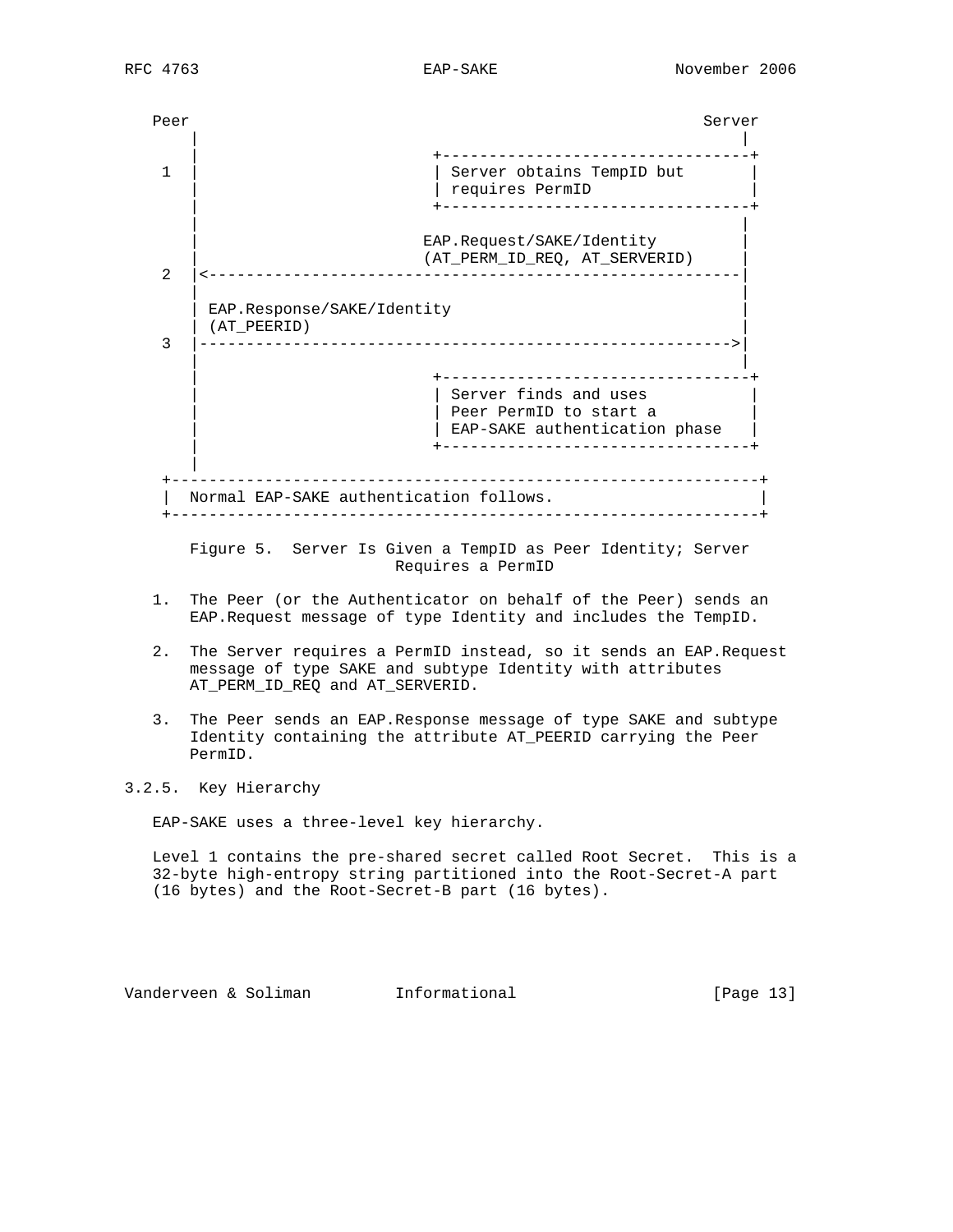```
   Peer                                                        Server
     |                                                            |
     |                       +---------------------------------+
  1  |                       | Server obtains TempID but       |
     |                       | requires PermID                 |
     |                       +---------------------------------+
     |                                                            |
     |                     EAP.Request/SAKE/Identity              |
     |                     (AT_PERM_ID_REQ, AT_SERVERID)          |
  2  |<-----------------------------------------------------------|
     |                                                            |
     | EAP.Response/SAKE/Identity                                 |
     | (AT_PEERID)                                                |
  3  |----------------------------------------------------------->|
     |                                                            |
     |                       +---------------------------------+
     |                       | Server finds and uses           |
     |                       | Peer PermID to start a          |
     |                       | EAP-SAKE authentication phase   |
     |                       +---------------------------------+
     |
  +--------------------------------------------------------------+
  |  Normal EAP-SAKE authentication follows.                     |
  +--------------------------------------------------------------+
```

Figure 5. Server Is Given a TempID as Peer Identity; Server Requires a PermID

1. The Peer (or the Authenticator on behalf of the Peer) sends an EAP.Request message of type Identity and includes the TempID.

2. The Server requires a PermID instead, so it sends an EAP.Request message of type SAKE and subtype Identity with attributes AT_PERM_ID_REQ and AT_SERVERID.

3. The Peer sends an EAP.Response message of type SAKE and subtype Identity containing the attribute AT_PEERID carrying the Peer PermID.

### 3.2.5. Key Hierarchy

EAP-SAKE uses a three-level key hierarchy.

Level 1 contains the pre-shared secret called Root Secret. This is a 32-byte high-entropy string partitioned into the Root-Secret-A part (16 bytes) and the Root-Secret-B part (16 bytes).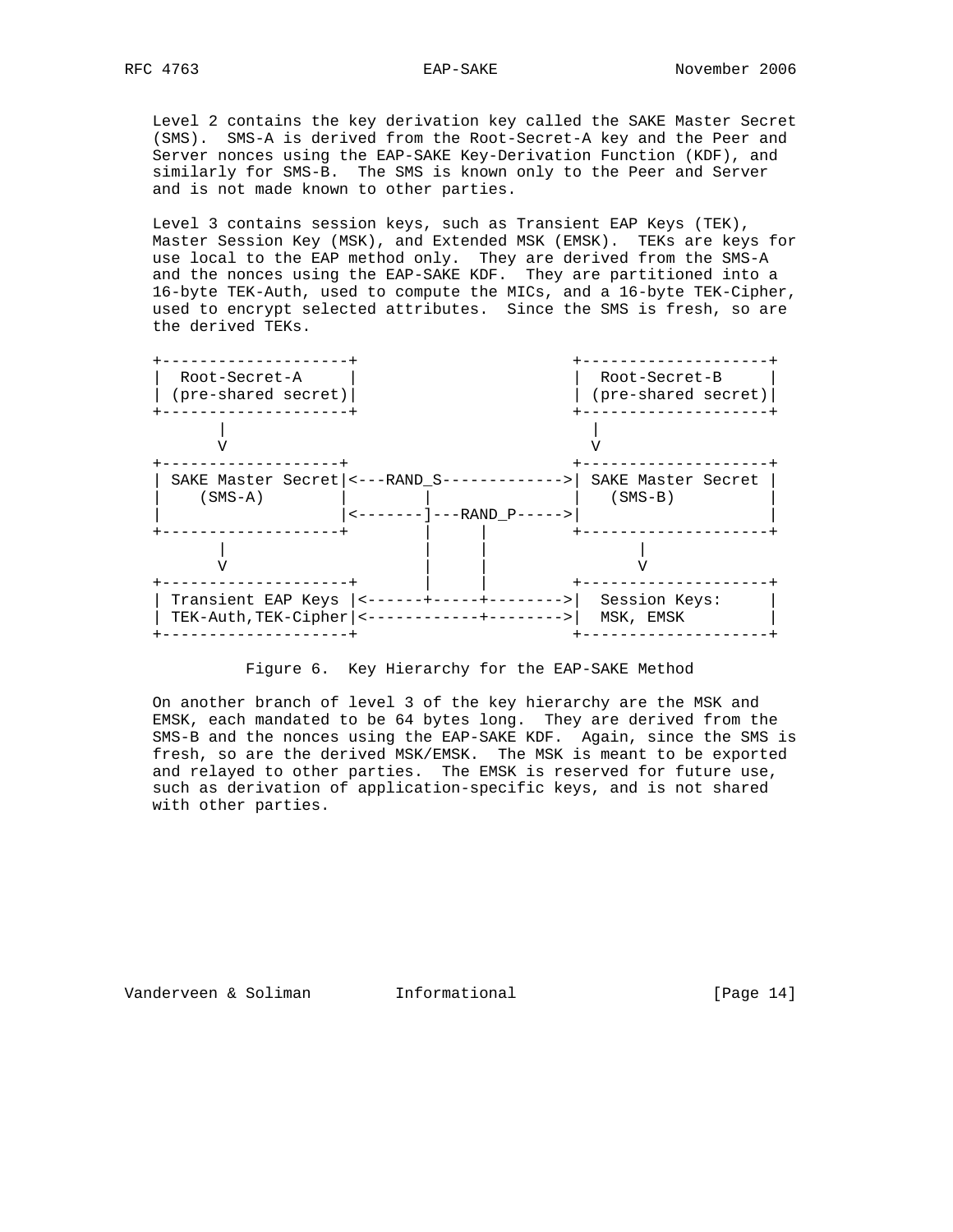Level 2 contains the key derivation key called the SAKE Master Secret (SMS). SMS-A is derived from the Root-Secret-A key and the Peer and Server nonces using the EAP-SAKE Key-Derivation Function (KDF), and similarly for SMS-B. The SMS is known only to the Peer and Server and is not made known to other parties.

Level 3 contains session keys, such as Transient EAP Keys (TEK), Master Session Key (MSK), and Extended MSK (EMSK). TEKs are keys for use local to the EAP method only. They are derived from the SMS-A and the nonces using the EAP-SAKE KDF. They are partitioned into a 16-byte TEK-Auth, used to compute the MICs, and a 16-byte TEK-Cipher, used to encrypt selected attributes. Since the SMS is fresh, so are the derived TEKs.

```
+--------------------+                      +--------------------+
|  Root-Secret-A     |                      |  Root-Secret-B     |
| (pre-shared secret)|                      | (pre-shared secret)|
+--------------------+                      +--------------------+
       |                                      |
       V                                      V
+-------------------+                       +--------------------+
| SAKE Master Secret|<---RAND_S------------->| SAKE Master Secret |
|    (SMS-A)        |        |              |   (SMS-B)          |
|                   |<-------]---RAND_P----->|                    |
+-------------------+        |      |       +--------------------+
       |                     |      |              |
       V                     |      |              V
+--------------------+       |      |       +--------------------+
| Transient EAP Keys |<------+-----+-------->|  Session Keys:     |
| TEK-Auth,TEK-Cipher|<------------+-------->|  MSK, EMSK         |
+--------------------+                      +--------------------+
```

Figure 6. Key Hierarchy for the EAP-SAKE Method

On another branch of level 3 of the key hierarchy are the MSK and EMSK, each mandated to be 64 bytes long. They are derived from the SMS-B and the nonces using the EAP-SAKE KDF. Again, since the SMS is fresh, so are the derived MSK/EMSK. The MSK is meant to be exported and relayed to other parties. The EMSK is reserved for future use, such as derivation of application-specific keys, and is not shared with other parties.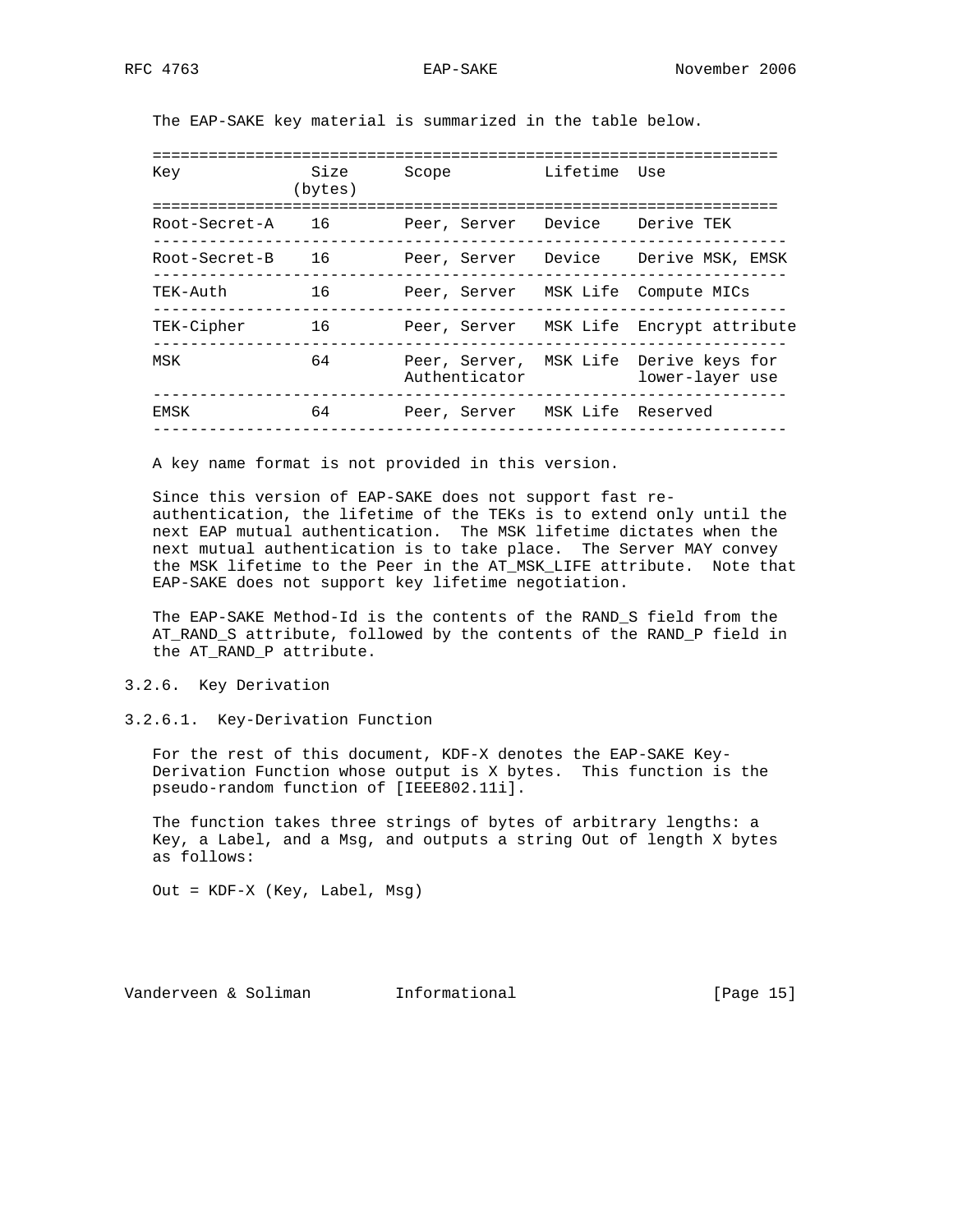The EAP-SAKE key material is summarized in the table below.

| Key | Size (bytes) | Scope | Lifetime | Use |
| --- | --- | --- | --- | --- |
| Root-Secret-A | 16 | Peer, Server | Device | Derive TEK |
| Root-Secret-B | 16 | Peer, Server | Device | Derive MSK, EMSK |
| TEK-Auth | 16 | Peer, Server | MSK Life | Compute MICs |
| TEK-Cipher | 16 | Peer, Server | MSK Life | Encrypt attribute |
| MSK | 64 | Peer, Server, Authenticator | MSK Life | Derive keys for lower-layer use |
| EMSK | 64 | Peer, Server | MSK Life | Reserved |

A key name format is not provided in this version.

Since this version of EAP-SAKE does not support fast re-authentication, the lifetime of the TEKs is to extend only until the next EAP mutual authentication. The MSK lifetime dictates when the next mutual authentication is to take place. The Server MAY convey the MSK lifetime to the Peer in the AT_MSK_LIFE attribute. Note that EAP-SAKE does not support key lifetime negotiation.

The EAP-SAKE Method-Id is the contents of the RAND_S field from the AT_RAND_S attribute, followed by the contents of the RAND_P field in the AT_RAND_P attribute.

### 3.2.6. Key Derivation

#### 3.2.6.1. Key-Derivation Function

For the rest of this document, KDF-X denotes the EAP-SAKE Key-Derivation Function whose output is X bytes. This function is the pseudo-random function of [IEEE802.11i].

The function takes three strings of bytes of arbitrary lengths: a Key, a Label, and a Msg, and outputs a string Out of length X bytes as follows:

```
Out = KDF-X (Key, Label, Msg)
```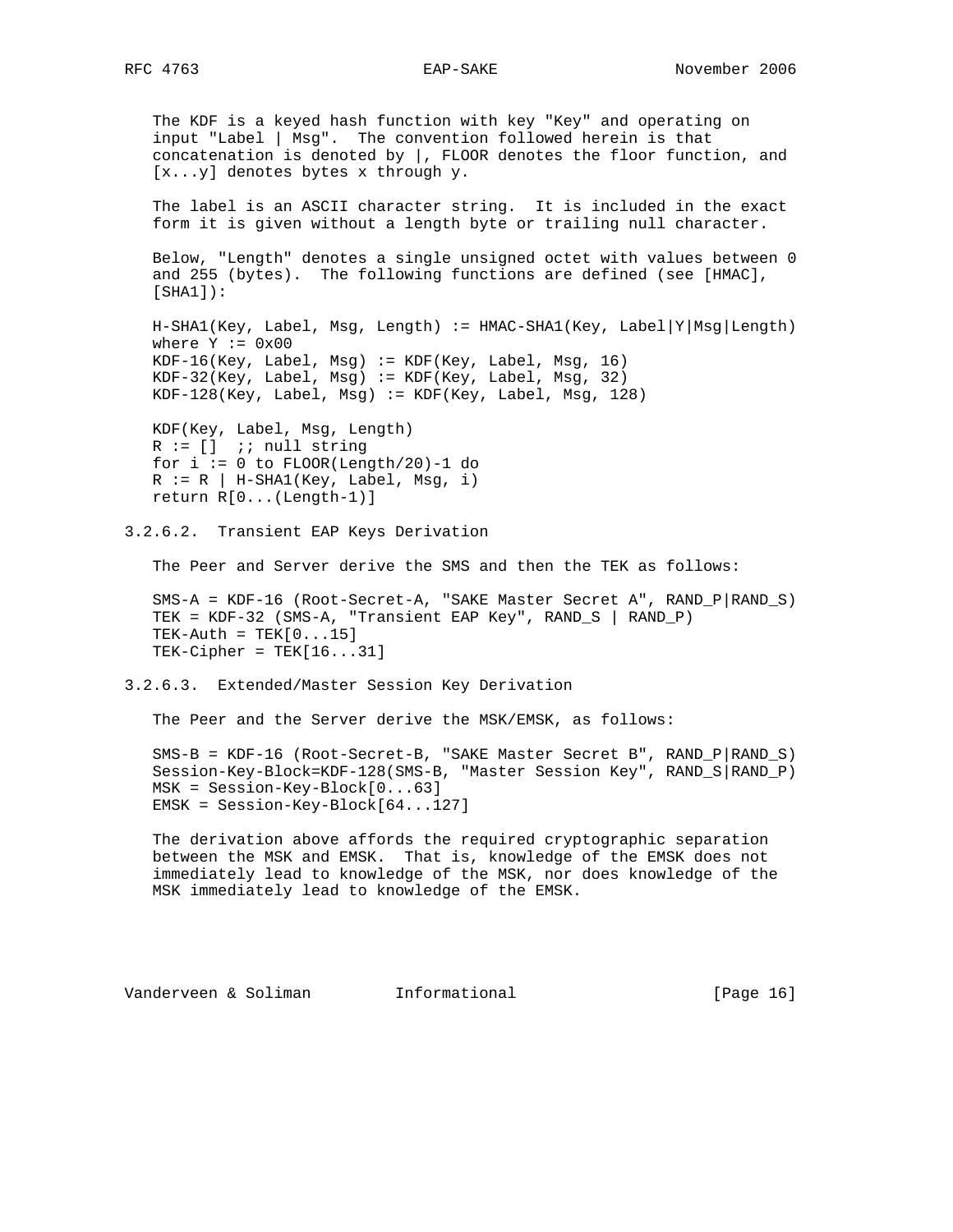The KDF is a keyed hash function with key "Key" and operating on input "Label | Msg". The convention followed herein is that concatenation is denoted by |, FLOOR denotes the floor function, and [x...y] denotes bytes x through y.

The label is an ASCII character string. It is included in the exact form it is given without a length byte or trailing null character.

Below, "Length" denotes a single unsigned octet with values between 0 and 255 (bytes). The following functions are defined (see [HMAC], [SHA1]):

```
H-SHA1(Key, Label, Msg, Length) := HMAC-SHA1(Key, Label|Y|Msg|Length)
where Y := 0x00
KDF-16(Key, Label, Msg) := KDF(Key, Label, Msg, 16)
KDF-32(Key, Label, Msg) := KDF(Key, Label, Msg, 32)
KDF-128(Key, Label, Msg) := KDF(Key, Label, Msg, 128)

KDF(Key, Label, Msg, Length)
R := []  ;; null string
for i := 0 to FLOOR(Length/20)-1 do
R := R | H-SHA1(Key, Label, Msg, i)
return R[0...(Length-1)]
```

### 3.2.6.2. Transient EAP Keys Derivation

The Peer and Server derive the SMS and then the TEK as follows:

```
SMS-A = KDF-16 (Root-Secret-A, "SAKE Master Secret A", RAND_P|RAND_S)
TEK = KDF-32 (SMS-A, "Transient EAP Key", RAND_S | RAND_P)
TEK-Auth = TEK[0...15]
TEK-Cipher = TEK[16...31]
```

### 3.2.6.3. Extended/Master Session Key Derivation

The Peer and the Server derive the MSK/EMSK, as follows:

```
SMS-B = KDF-16 (Root-Secret-B, "SAKE Master Secret B", RAND_P|RAND_S)
Session-Key-Block=KDF-128(SMS-B, "Master Session Key", RAND_S|RAND_P)
MSK = Session-Key-Block[0...63]
EMSK = Session-Key-Block[64...127]
```

The derivation above affords the required cryptographic separation between the MSK and EMSK. That is, knowledge of the EMSK does not immediately lead to knowledge of the MSK, nor does knowledge of the MSK immediately lead to knowledge of the EMSK.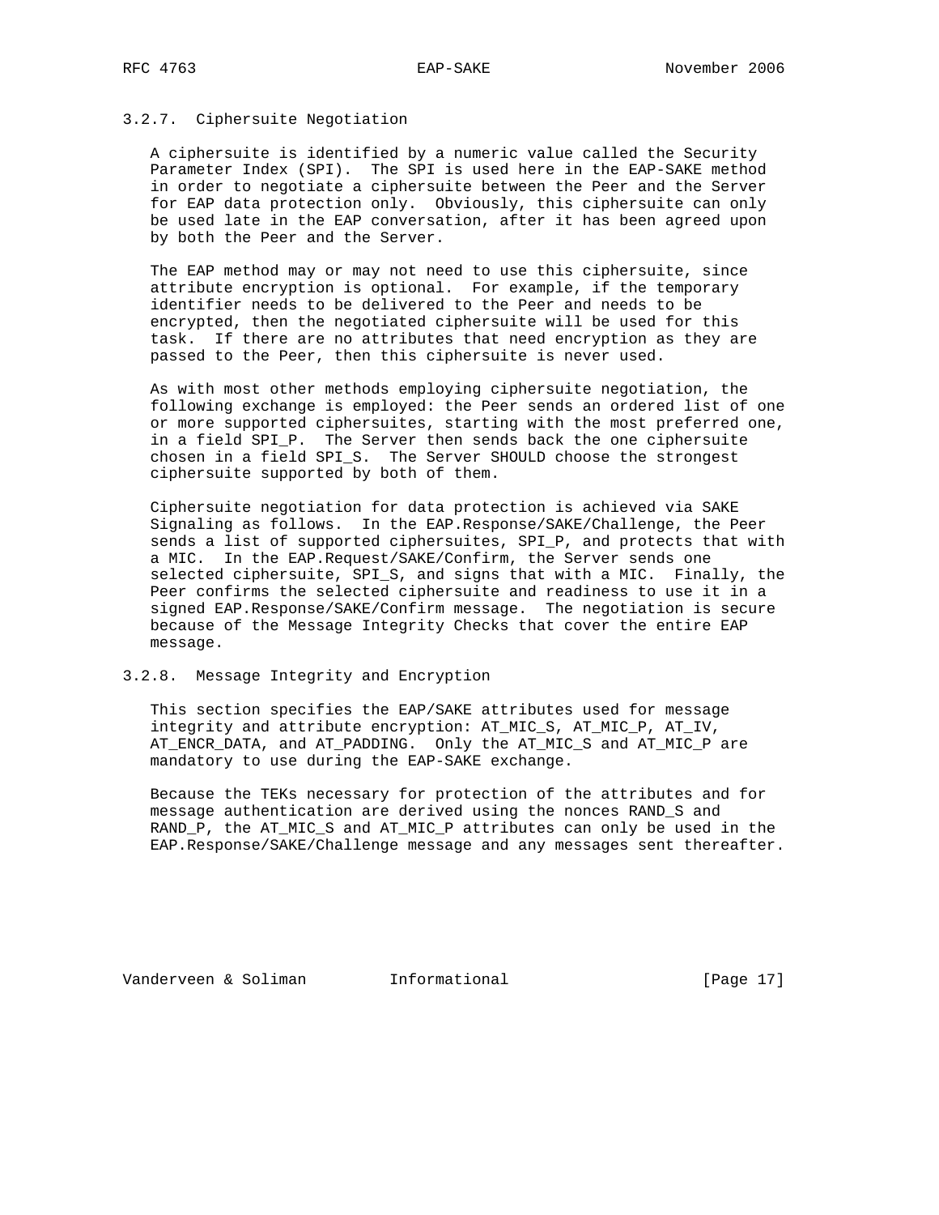### 3.2.7. Ciphersuite Negotiation

A ciphersuite is identified by a numeric value called the Security Parameter Index (SPI). The SPI is used here in the EAP-SAKE method in order to negotiate a ciphersuite between the Peer and the Server for EAP data protection only. Obviously, this ciphersuite can only be used late in the EAP conversation, after it has been agreed upon by both the Peer and the Server.

The EAP method may or may not need to use this ciphersuite, since attribute encryption is optional. For example, if the temporary identifier needs to be delivered to the Peer and needs to be encrypted, then the negotiated ciphersuite will be used for this task. If there are no attributes that need encryption as they are passed to the Peer, then this ciphersuite is never used.

As with most other methods employing ciphersuite negotiation, the following exchange is employed: the Peer sends an ordered list of one or more supported ciphersuites, starting with the most preferred one, in a field SPI_P. The Server then sends back the one ciphersuite chosen in a field SPI_S. The Server SHOULD choose the strongest ciphersuite supported by both of them.

Ciphersuite negotiation for data protection is achieved via SAKE Signaling as follows. In the EAP.Response/SAKE/Challenge, the Peer sends a list of supported ciphersuites, SPI_P, and protects that with a MIC. In the EAP.Request/SAKE/Confirm, the Server sends one selected ciphersuite, SPI_S, and signs that with a MIC. Finally, the Peer confirms the selected ciphersuite and readiness to use it in a signed EAP.Response/SAKE/Confirm message. The negotiation is secure because of the Message Integrity Checks that cover the entire EAP message.

### 3.2.8. Message Integrity and Encryption

This section specifies the EAP/SAKE attributes used for message integrity and attribute encryption: AT_MIC_S, AT_MIC_P, AT_IV, AT_ENCR_DATA, and AT_PADDING. Only the AT_MIC_S and AT_MIC_P are mandatory to use during the EAP-SAKE exchange.

Because the TEKs necessary for protection of the attributes and for message authentication are derived using the nonces RAND_S and RAND_P, the AT_MIC_S and AT_MIC_P attributes can only be used in the EAP.Response/SAKE/Challenge message and any messages sent thereafter.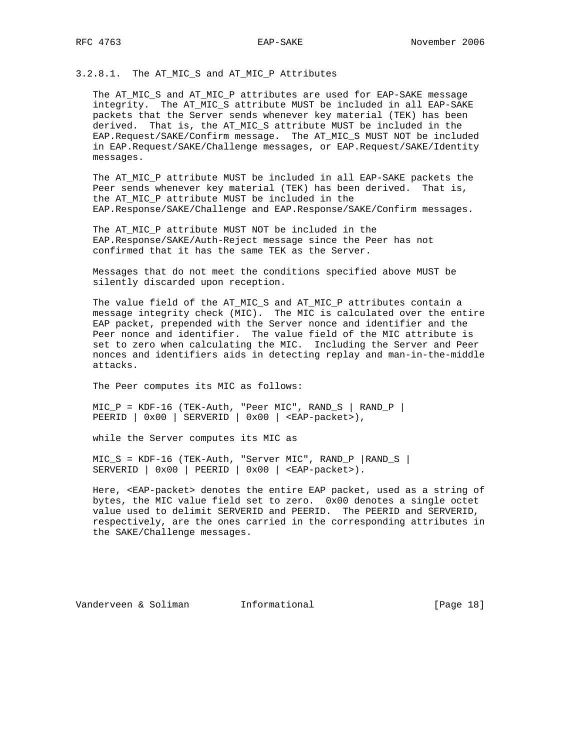### 3.2.8.1. The AT_MIC_S and AT_MIC_P Attributes

The AT_MIC_S and AT_MIC_P attributes are used for EAP-SAKE message integrity. The AT_MIC_S attribute MUST be included in all EAP-SAKE packets that the Server sends whenever key material (TEK) has been derived. That is, the AT_MIC_S attribute MUST be included in the EAP.Request/SAKE/Confirm message. The AT_MIC_S MUST NOT be included in EAP.Request/SAKE/Challenge messages, or EAP.Request/SAKE/Identity messages.

The AT_MIC_P attribute MUST be included in all EAP-SAKE packets the Peer sends whenever key material (TEK) has been derived. That is, the AT_MIC_P attribute MUST be included in the EAP.Response/SAKE/Challenge and EAP.Response/SAKE/Confirm messages.

The AT_MIC_P attribute MUST NOT be included in the EAP.Response/SAKE/Auth-Reject message since the Peer has not confirmed that it has the same TEK as the Server.

Messages that do not meet the conditions specified above MUST be silently discarded upon reception.

The value field of the AT_MIC_S and AT_MIC_P attributes contain a message integrity check (MIC). The MIC is calculated over the entire EAP packet, prepended with the Server nonce and identifier and the Peer nonce and identifier. The value field of the MIC attribute is set to zero when calculating the MIC. Including the Server and Peer nonces and identifiers aids in detecting replay and man-in-the-middle attacks.

The Peer computes its MIC as follows:

```
MIC_P = KDF-16 (TEK-Auth, "Peer MIC", RAND_S | RAND_P |
PEERID | 0x00 | SERVERID | 0x00 | <EAP-packet>),
```

while the Server computes its MIC as

```
MIC_S = KDF-16 (TEK-Auth, "Server MIC", RAND_P |RAND_S |
SERVERID | 0x00 | PEERID | 0x00 | <EAP-packet>).
```

Here, <EAP-packet> denotes the entire EAP packet, used as a string of bytes, the MIC value field set to zero. 0x00 denotes a single octet value used to delimit SERVERID and PEERID. The PEERID and SERVERID, respectively, are the ones carried in the corresponding attributes in the SAKE/Challenge messages.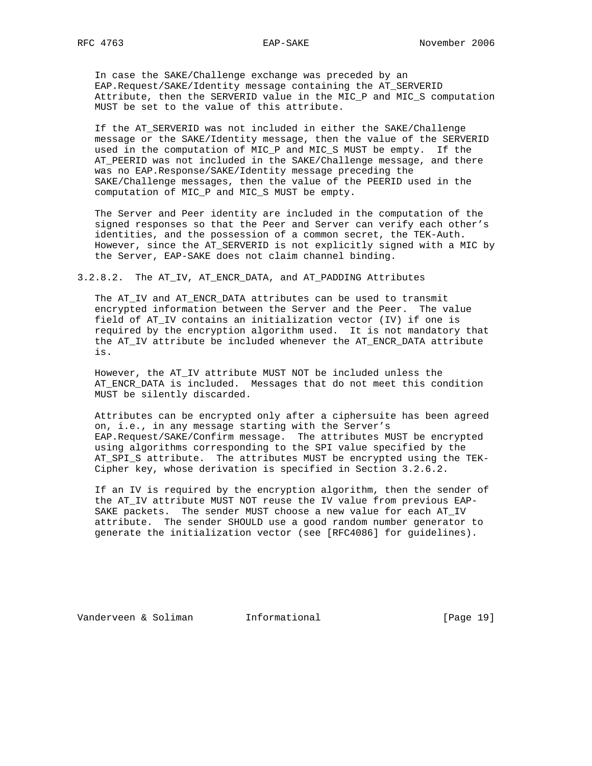In case the SAKE/Challenge exchange was preceded by an EAP.Request/SAKE/Identity message containing the AT_SERVERID Attribute, then the SERVERID value in the MIC_P and MIC_S computation MUST be set to the value of this attribute.

If the AT_SERVERID was not included in either the SAKE/Challenge message or the SAKE/Identity message, then the value of the SERVERID used in the computation of MIC_P and MIC_S MUST be empty. If the AT_PEERID was not included in the SAKE/Challenge message, and there was no EAP.Response/SAKE/Identity message preceding the SAKE/Challenge messages, then the value of the PEERID used in the computation of MIC_P and MIC_S MUST be empty.

The Server and Peer identity are included in the computation of the signed responses so that the Peer and Server can verify each other's identities, and the possession of a common secret, the TEK-Auth. However, since the AT_SERVERID is not explicitly signed with a MIC by the Server, EAP-SAKE does not claim channel binding.

#### 3.2.8.2. The AT_IV, AT_ENCR_DATA, and AT_PADDING Attributes

The AT_IV and AT_ENCR_DATA attributes can be used to transmit encrypted information between the Server and the Peer. The value field of AT_IV contains an initialization vector (IV) if one is required by the encryption algorithm used. It is not mandatory that the AT_IV attribute be included whenever the AT_ENCR_DATA attribute is.

However, the AT_IV attribute MUST NOT be included unless the AT_ENCR_DATA is included. Messages that do not meet this condition MUST be silently discarded.

Attributes can be encrypted only after a ciphersuite has been agreed on, i.e., in any message starting with the Server's EAP.Request/SAKE/Confirm message. The attributes MUST be encrypted using algorithms corresponding to the SPI value specified by the AT_SPI_S attribute. The attributes MUST be encrypted using the TEK-Cipher key, whose derivation is specified in Section 3.2.6.2.

If an IV is required by the encryption algorithm, then the sender of the AT_IV attribute MUST NOT reuse the IV value from previous EAP-SAKE packets. The sender MUST choose a new value for each AT_IV attribute. The sender SHOULD use a good random number generator to generate the initialization vector (see [RFC4086] for guidelines).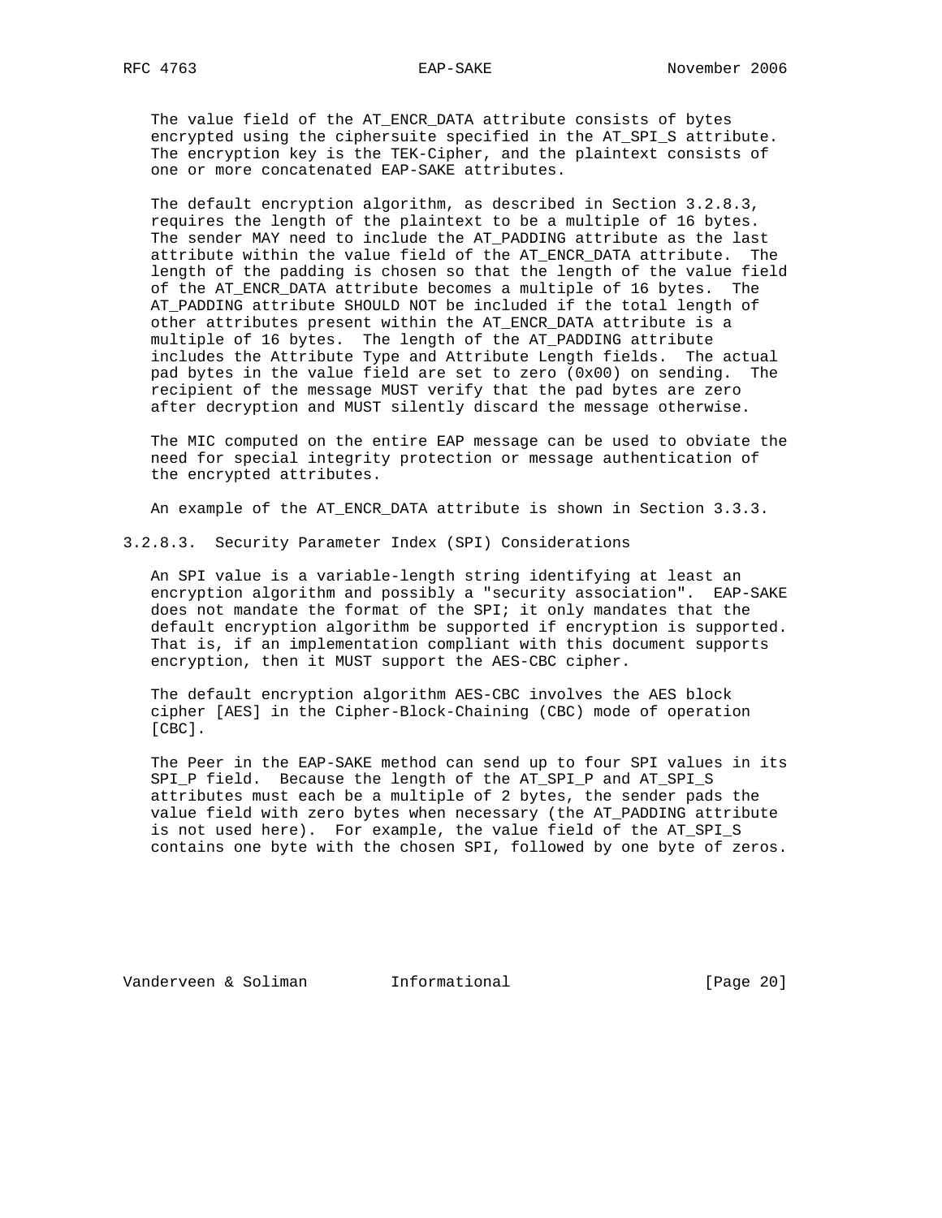The value field of the AT_ENCR_DATA attribute consists of bytes encrypted using the ciphersuite specified in the AT_SPI_S attribute. The encryption key is the TEK-Cipher, and the plaintext consists of one or more concatenated EAP-SAKE attributes.

The default encryption algorithm, as described in Section 3.2.8.3, requires the length of the plaintext to be a multiple of 16 bytes. The sender MAY need to include the AT_PADDING attribute as the last attribute within the value field of the AT_ENCR_DATA attribute. The length of the padding is chosen so that the length of the value field of the AT_ENCR_DATA attribute becomes a multiple of 16 bytes. The AT_PADDING attribute SHOULD NOT be included if the total length of other attributes present within the AT_ENCR_DATA attribute is a multiple of 16 bytes. The length of the AT_PADDING attribute includes the Attribute Type and Attribute Length fields. The actual pad bytes in the value field are set to zero (0x00) on sending. The recipient of the message MUST verify that the pad bytes are zero after decryption and MUST silently discard the message otherwise.

The MIC computed on the entire EAP message can be used to obviate the need for special integrity protection or message authentication of the encrypted attributes.

An example of the AT_ENCR_DATA attribute is shown in Section 3.3.3.

#### 3.2.8.3. Security Parameter Index (SPI) Considerations

An SPI value is a variable-length string identifying at least an encryption algorithm and possibly a "security association". EAP-SAKE does not mandate the format of the SPI; it only mandates that the default encryption algorithm be supported if encryption is supported. That is, if an implementation compliant with this document supports encryption, then it MUST support the AES-CBC cipher.

The default encryption algorithm AES-CBC involves the AES block cipher [AES] in the Cipher-Block-Chaining (CBC) mode of operation [CBC].

The Peer in the EAP-SAKE method can send up to four SPI values in its SPI_P field. Because the length of the AT_SPI_P and AT_SPI_S attributes must each be a multiple of 2 bytes, the sender pads the value field with zero bytes when necessary (the AT_PADDING attribute is not used here). For example, the value field of the AT_SPI_S contains one byte with the chosen SPI, followed by one byte of zeros.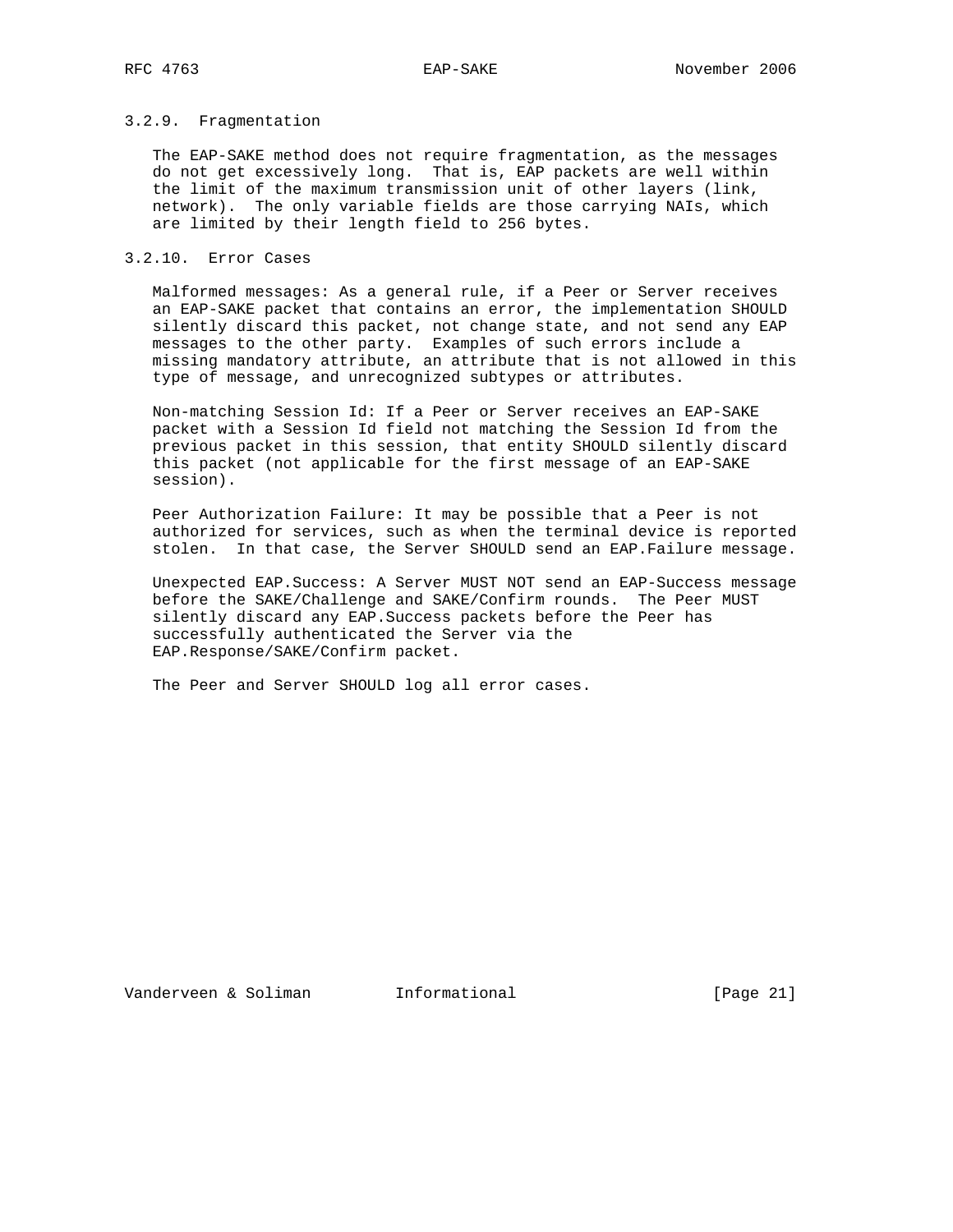### 3.2.9. Fragmentation

The EAP-SAKE method does not require fragmentation, as the messages do not get excessively long. That is, EAP packets are well within the limit of the maximum transmission unit of other layers (link, network). The only variable fields are those carrying NAIs, which are limited by their length field to 256 bytes.

### 3.2.10. Error Cases

Malformed messages: As a general rule, if a Peer or Server receives an EAP-SAKE packet that contains an error, the implementation SHOULD silently discard this packet, not change state, and not send any EAP messages to the other party. Examples of such errors include a missing mandatory attribute, an attribute that is not allowed in this type of message, and unrecognized subtypes or attributes.

Non-matching Session Id: If a Peer or Server receives an EAP-SAKE packet with a Session Id field not matching the Session Id from the previous packet in this session, that entity SHOULD silently discard this packet (not applicable for the first message of an EAP-SAKE session).

Peer Authorization Failure: It may be possible that a Peer is not authorized for services, such as when the terminal device is reported stolen. In that case, the Server SHOULD send an EAP.Failure message.

Unexpected EAP.Success: A Server MUST NOT send an EAP-Success message before the SAKE/Challenge and SAKE/Confirm rounds. The Peer MUST silently discard any EAP.Success packets before the Peer has successfully authenticated the Server via the EAP.Response/SAKE/Confirm packet.

The Peer and Server SHOULD log all error cases.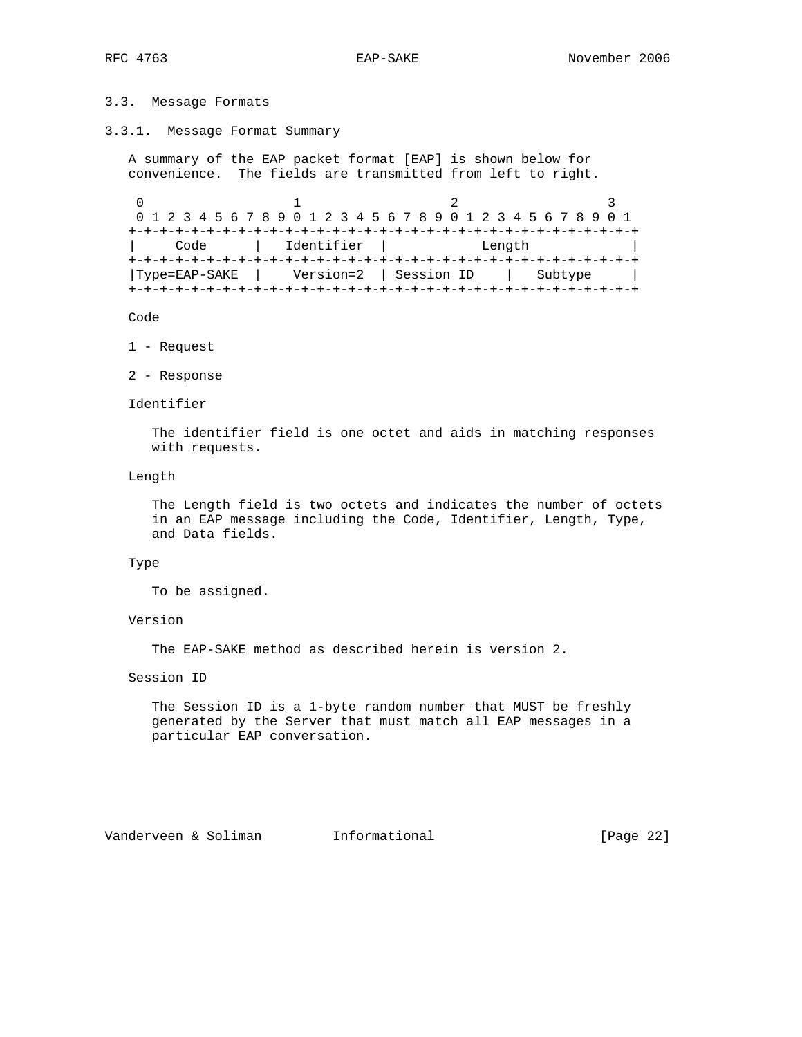### 3.3. Message Formats

#### 3.3.1. Message Format Summary

A summary of the EAP packet format [EAP] is shown below for convenience. The fields are transmitted from left to right.

```
 0                   1                   2                   3
 0 1 2 3 4 5 6 7 8 9 0 1 2 3 4 5 6 7 8 9 0 1 2 3 4 5 6 7 8 9 0 1
+-+-+-+-+-+-+-+-+-+-+-+-+-+-+-+-+-+-+-+-+-+-+-+-+-+-+-+-+-+-+-+-+
|     Code      |   Identifier  |            Length             |
+-+-+-+-+-+-+-+-+-+-+-+-+-+-+-+-+-+-+-+-+-+-+-+-+-+-+-+-+-+-+-+-+
|Type=EAP-SAKE  |    Version=2  | Session ID    |   Subtype     |
+-+-+-+-+-+-+-+-+-+-+-+-+-+-+-+-+-+-+-+-+-+-+-+-+-+-+-+-+-+-+-+-+
```

Code

1 - Request

2 - Response

Identifier

The identifier field is one octet and aids in matching responses with requests.

Length

The Length field is two octets and indicates the number of octets in an EAP message including the Code, Identifier, Length, Type, and Data fields.

Type

To be assigned.

Version

The EAP-SAKE method as described herein is version 2.

Session ID

The Session ID is a 1-byte random number that MUST be freshly generated by the Server that must match all EAP messages in a particular EAP conversation.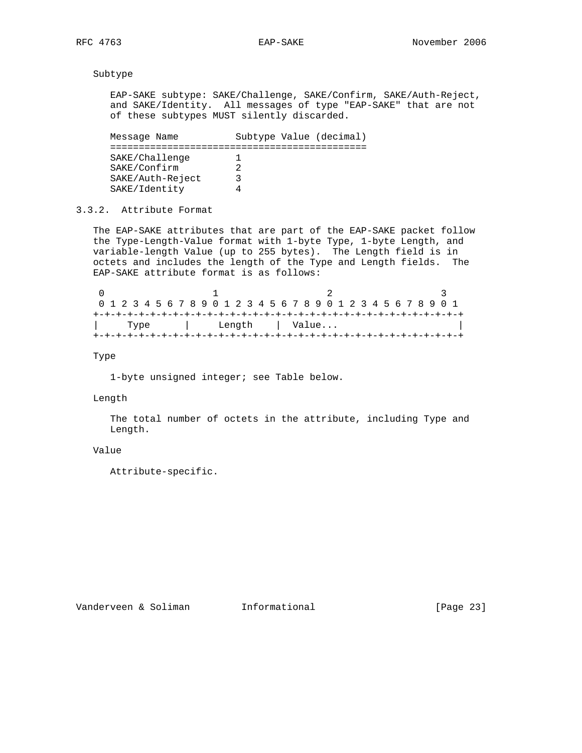Subtype

EAP-SAKE subtype: SAKE/Challenge, SAKE/Confirm, SAKE/Auth-Reject, and SAKE/Identity. All messages of type "EAP-SAKE" that are not of these subtypes MUST silently discarded.

| Message Name | Subtype Value (decimal) |
|---|---|
| SAKE/Challenge | 1 |
| SAKE/Confirm | 2 |
| SAKE/Auth-Reject | 3 |
| SAKE/Identity | 4 |

### 3.3.2. Attribute Format

The EAP-SAKE attributes that are part of the EAP-SAKE packet follow the Type-Length-Value format with 1-byte Type, 1-byte Length, and variable-length Value (up to 255 bytes). The Length field is in octets and includes the length of the Type and Length fields. The EAP-SAKE attribute format is as follows:

```
 0                   1                   2                   3
 0 1 2 3 4 5 6 7 8 9 0 1 2 3 4 5 6 7 8 9 0 1 2 3 4 5 6 7 8 9 0 1
+-+-+-+-+-+-+-+-+-+-+-+-+-+-+-+-+-+-+-+-+-+-+-+-+-+-+-+-+-+-+-+-+
|     Type      |     Length    |  Value...                     |
+-+-+-+-+-+-+-+-+-+-+-+-+-+-+-+-+-+-+-+-+-+-+-+-+-+-+-+-+-+-+-+-+
```

Type

1-byte unsigned integer; see Table below.

Length

The total number of octets in the attribute, including Type and Length.

Value

Attribute-specific.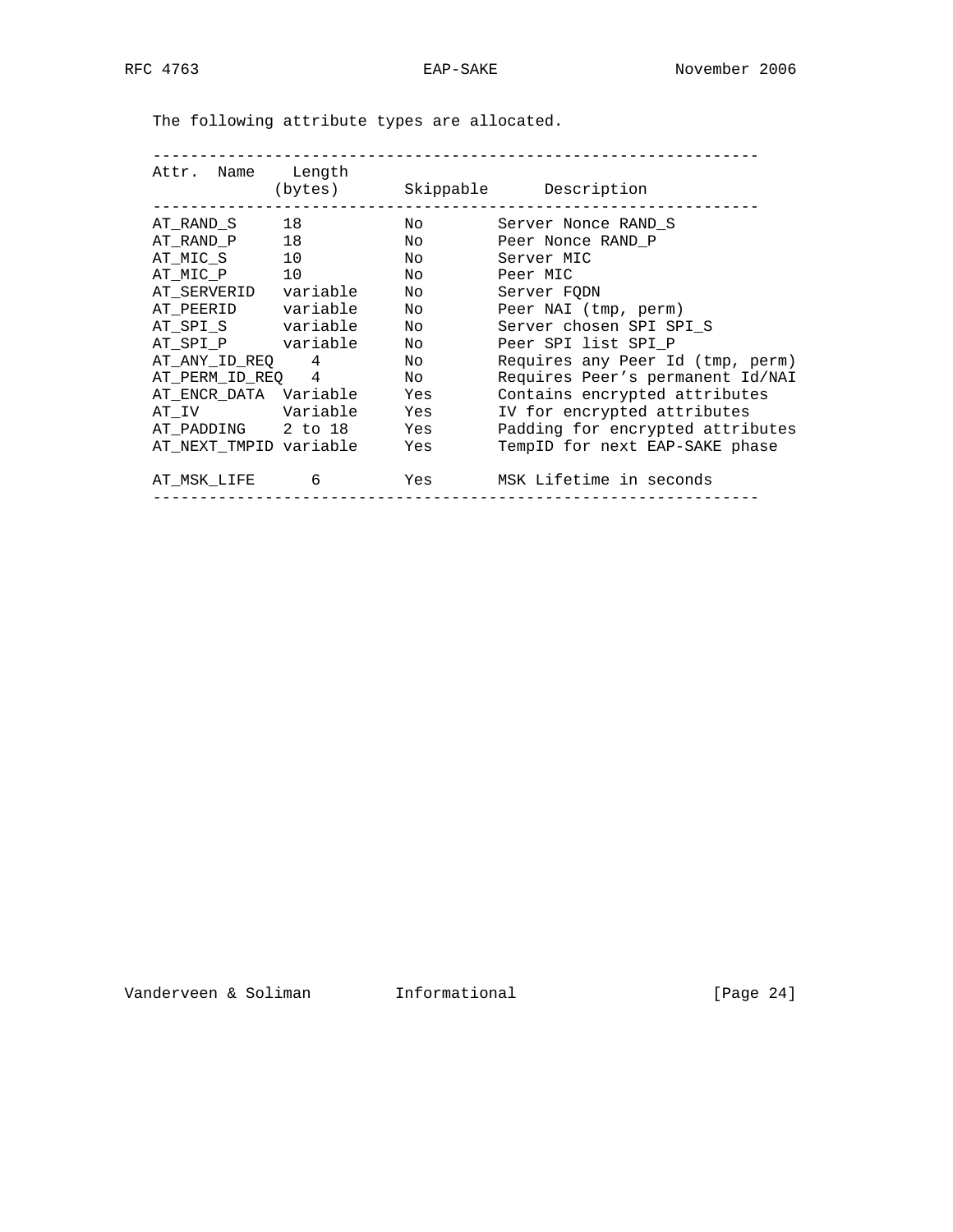The following attribute types are allocated.

| Attr. Name | Length (bytes) | Skippable | Description |
| --- | --- | --- | --- |
| AT_RAND_S | 18 | No | Server Nonce RAND_S |
| AT_RAND_P | 18 | No | Peer Nonce RAND_P |
| AT_MIC_S | 10 | No | Server MIC |
| AT_MIC_P | 10 | No | Peer MIC |
| AT_SERVERID | variable | No | Server FQDN |
| AT_PEERID | variable | No | Peer NAI (tmp, perm) |
| AT_SPI_S | variable | No | Server chosen SPI SPI_S |
| AT_SPI_P | variable | No | Peer SPI list SPI_P |
| AT_ANY_ID_REQ | 4 | No | Requires any Peer Id (tmp, perm) |
| AT_PERM_ID_REQ | 4 | No | Requires Peer's permanent Id/NAI |
| AT_ENCR_DATA | Variable | Yes | Contains encrypted attributes |
| AT_IV | Variable | Yes | IV for encrypted attributes |
| AT_PADDING | 2 to 18 | Yes | Padding for encrypted attributes |
| AT_NEXT_TMPID | variable | Yes | TempID for next EAP-SAKE phase |
| AT_MSK_LIFE | 6 | Yes | MSK Lifetime in seconds |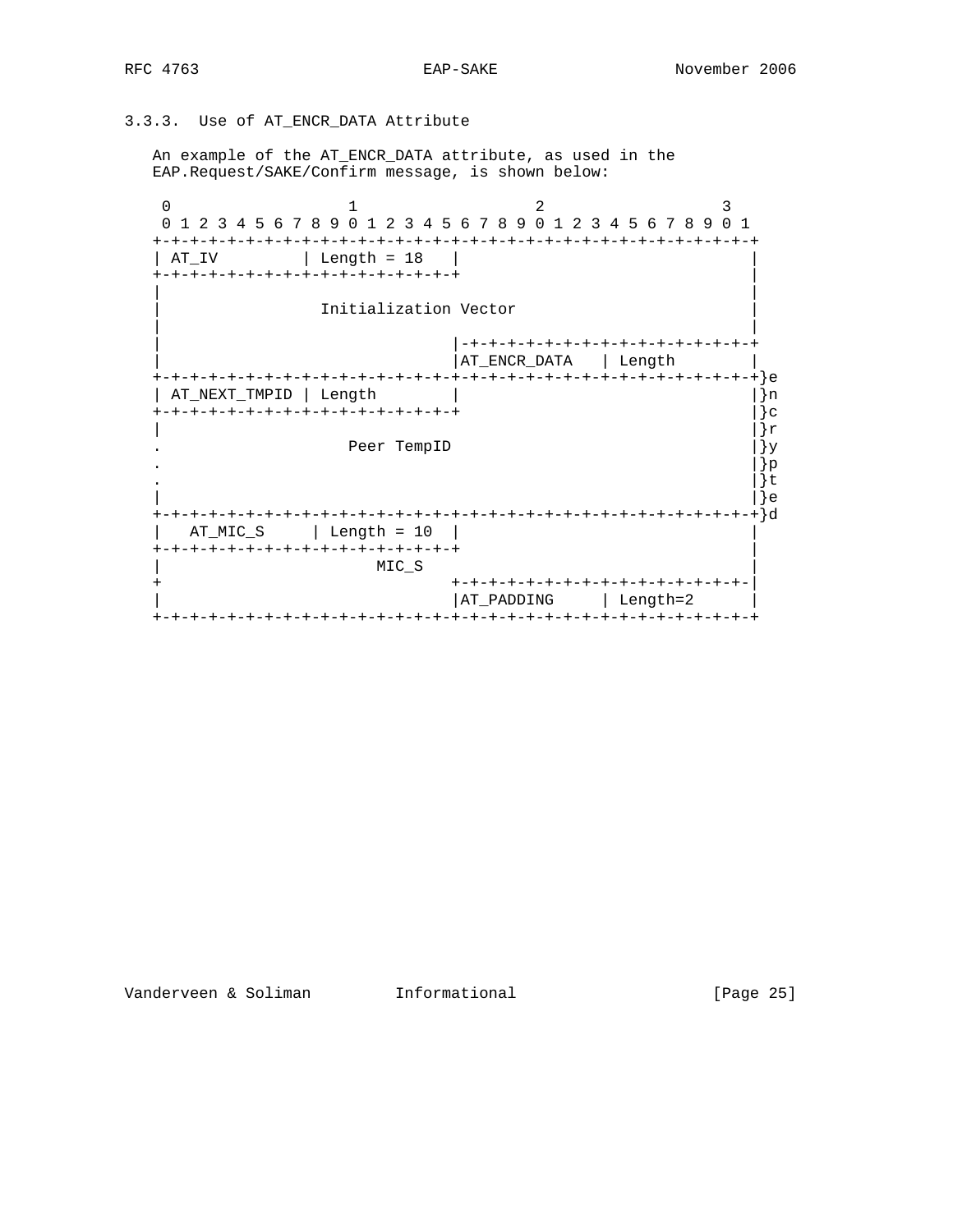### 3.3.3. Use of AT_ENCR_DATA Attribute

An example of the AT_ENCR_DATA attribute, as used in the EAP.Request/SAKE/Confirm message, is shown below:

```
 0                   1                   2                   3
 0 1 2 3 4 5 6 7 8 9 0 1 2 3 4 5 6 7 8 9 0 1 2 3 4 5 6 7 8 9 0 1
+-+-+-+-+-+-+-+-+-+-+-+-+-+-+-+-+-+-+-+-+-+-+-+-+-+-+-+-+-+-+-+-+
| AT_IV         | Length = 18   |                               |
+-+-+-+-+-+-+-+-+-+-+-+-+-+-+-+-+                               |
|                                                               |
|                 Initialization Vector                         |
|                                                               |
|                               |-+-+-+-+-+-+-+-+-+-+-+-+-+-+-+-+
|                               |AT_ENCR_DATA   | Length        |
+-+-+-+-+-+-+-+-+-+-+-+-+-+-+-+-+-+-+-+-+-+-+-+-+-+-+-+-+-+-+-+-+}e
| AT_NEXT_TMPID | Length        |                               |}n
+-+-+-+-+-+-+-+-+-+-+-+-+-+-+-+-+                               |}c
|                                                               |}r
.                   Peer TempID                                 |}y
.                                                               |}p
.                                                               |}t
|                                                               |}e
+-+-+-+-+-+-+-+-+-+-+-+-+-+-+-+-+-+-+-+-+-+-+-+-+-+-+-+-+-+-+-+-+}d
|   AT_MIC_S     | Length = 10  |                               |
+-+-+-+-+-+-+-+-+-+-+-+-+-+-+-+-+                               |
|                      MIC_S                                    |
+                               +-+-+-+-+-+-+-+-+-+-+-+-+-+-+-+-|
|                               |AT_PADDING     | Length=2      |
+-+-+-+-+-+-+-+-+-+-+-+-+-+-+-+-+-+-+-+-+-+-+-+-+-+-+-+-+-+-+-+-+
```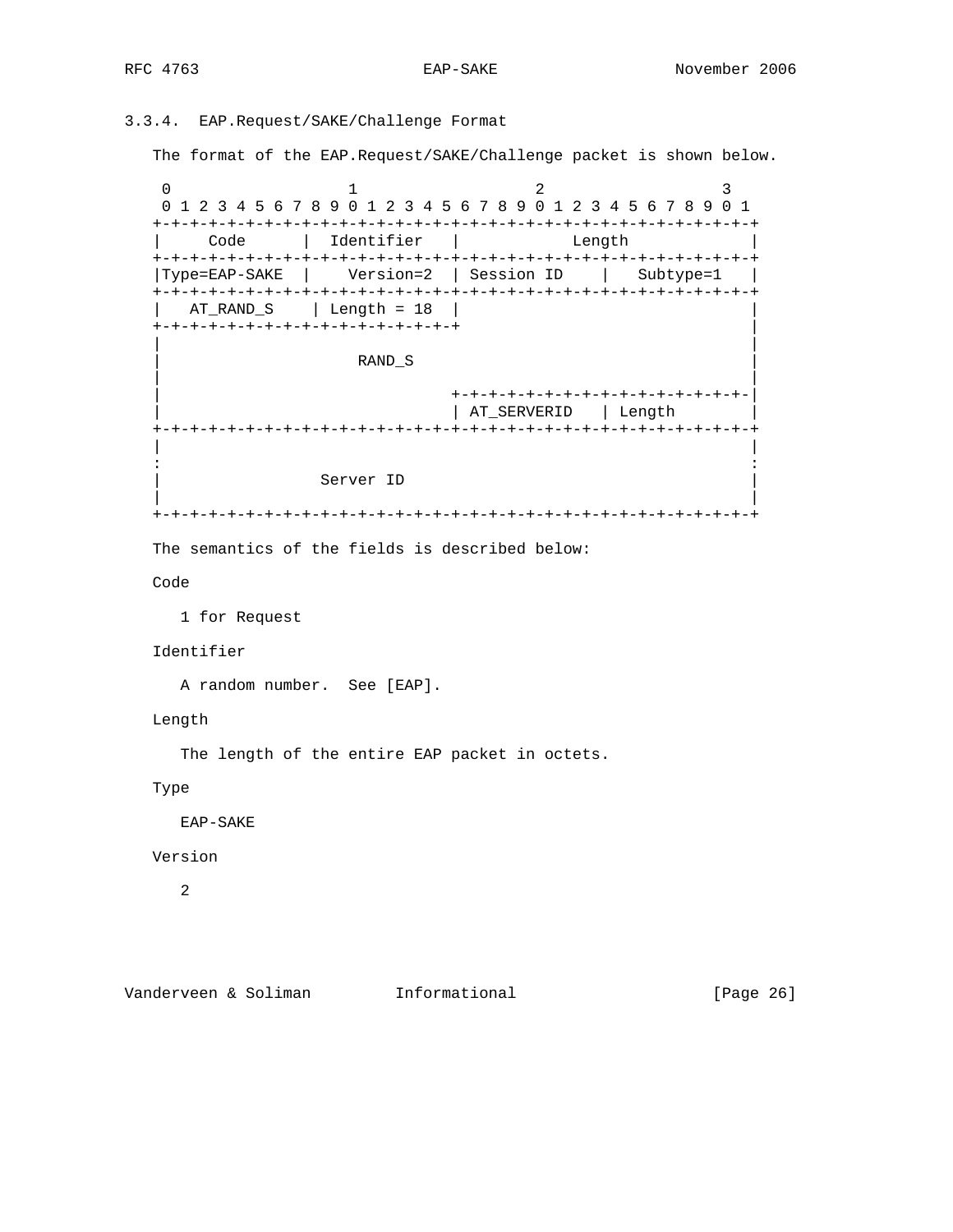### 3.3.4. EAP.Request/SAKE/Challenge Format

The format of the EAP.Request/SAKE/Challenge packet is shown below.

```
 0                   1                   2                   3
 0 1 2 3 4 5 6 7 8 9 0 1 2 3 4 5 6 7 8 9 0 1 2 3 4 5 6 7 8 9 0 1
+-+-+-+-+-+-+-+-+-+-+-+-+-+-+-+-+-+-+-+-+-+-+-+-+-+-+-+-+-+-+-+-+
|     Code      |  Identifier   |            Length             |
+-+-+-+-+-+-+-+-+-+-+-+-+-+-+-+-+-+-+-+-+-+-+-+-+-+-+-+-+-+-+-+-+
|Type=EAP-SAKE  |    Version=2  | Session ID    |   Subtype=1   |
+-+-+-+-+-+-+-+-+-+-+-+-+-+-+-+-+-+-+-+-+-+-+-+-+-+-+-+-+-+-+-+-+
|   AT_RAND_S    | Length = 18  |                               |
+-+-+-+-+-+-+-+-+-+-+-+-+-+-+-+-+                               |
|                                                               |
|                    RAND_S                                     |
|                                                               |
|                               +-+-+-+-+-+-+-+-+-+-+-+-+-+-+-+-|
|                               | AT_SERVERID   | Length        |
+-+-+-+-+-+-+-+-+-+-+-+-+-+-+-+-+-+-+-+-+-+-+-+-+-+-+-+-+-+-+-+-+
|                                                               |
:                                                               :
|                Server ID                                      |
|                                                               |
+-+-+-+-+-+-+-+-+-+-+-+-+-+-+-+-+-+-+-+-+-+-+-+-+-+-+-+-+-+-+-+-+
```

The semantics of the fields is described below:

Code

1 for Request

Identifier

A random number. See [EAP].

Length

The length of the entire EAP packet in octets.

Type

EAP-SAKE

Version

2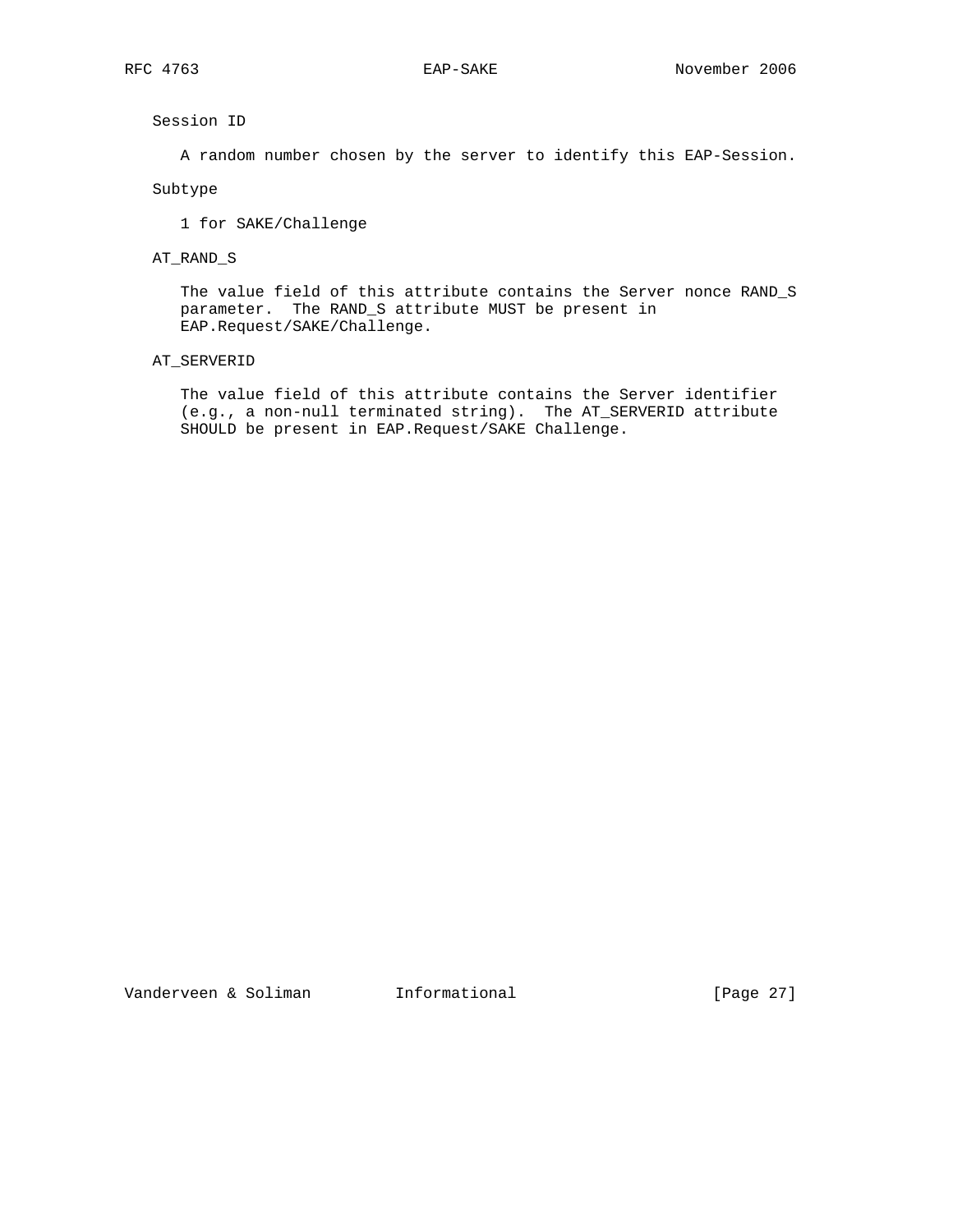Session ID

A random number chosen by the server to identify this EAP-Session.

Subtype

1 for SAKE/Challenge

AT_RAND_S

The value field of this attribute contains the Server nonce RAND_S parameter. The RAND_S attribute MUST be present in EAP.Request/SAKE/Challenge.

AT_SERVERID

The value field of this attribute contains the Server identifier (e.g., a non-null terminated string). The AT_SERVERID attribute SHOULD be present in EAP.Request/SAKE Challenge.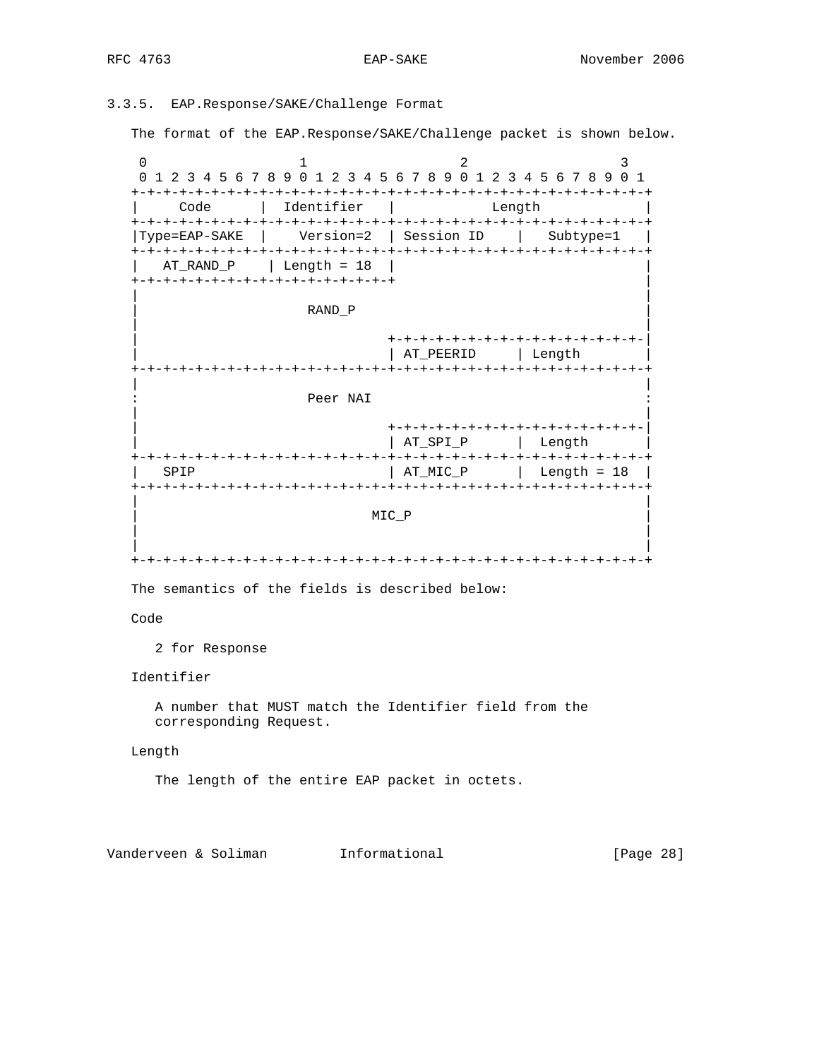### 3.3.5. EAP.Response/SAKE/Challenge Format

The format of the EAP.Response/SAKE/Challenge packet is shown below.

```
 0                   1                   2                   3
 0 1 2 3 4 5 6 7 8 9 0 1 2 3 4 5 6 7 8 9 0 1 2 3 4 5 6 7 8 9 0 1
+-+-+-+-+-+-+-+-+-+-+-+-+-+-+-+-+-+-+-+-+-+-+-+-+-+-+-+-+-+-+-+-+
|     Code      |  Identifier   |            Length             |
+-+-+-+-+-+-+-+-+-+-+-+-+-+-+-+-+-+-+-+-+-+-+-+-+-+-+-+-+-+-+-+-+
|Type=EAP-SAKE  |    Version=2  | Session ID    |   Subtype=1   |
+-+-+-+-+-+-+-+-+-+-+-+-+-+-+-+-+-+-+-+-+-+-+-+-+-+-+-+-+-+-+-+-+
|   AT_RAND_P   | Length = 18   |                               |
+-+-+-+-+-+-+-+-+-+-+-+-+-+-+-+-+                               |
|                                                               |
|                    RAND_P                                     |
|                                                               |
|                               +-+-+-+-+-+-+-+-+-+-+-+-+-+-+-+-|
|                               | AT_PEERID     | Length        |
+-+-+-+-+-+-+-+-+-+-+-+-+-+-+-+-+-+-+-+-+-+-+-+-+-+-+-+-+-+-+-+-+
|                                                               |
:                    Peer NAI                                   :
|                                                               |
|                               +-+-+-+-+-+-+-+-+-+-+-+-+-+-+-+-|
|                               | AT_SPI_P      |  Length       |
+-+-+-+-+-+-+-+-+-+-+-+-+-+-+-+-+-+-+-+-+-+-+-+-+-+-+-+-+-+-+-+-+
|   SPIP                        | AT_MIC_P      |  Length = 18  |
+-+-+-+-+-+-+-+-+-+-+-+-+-+-+-+-+-+-+-+-+-+-+-+-+-+-+-+-+-+-+-+-+
|                                                               |
|                            MIC_P                              |
|                                                               |
|                                                               |
+-+-+-+-+-+-+-+-+-+-+-+-+-+-+-+-+-+-+-+-+-+-+-+-+-+-+-+-+-+-+-+-+
```

The semantics of the fields is described below:

Code

2 for Response

Identifier

A number that MUST match the Identifier field from the corresponding Request.

Length

The length of the entire EAP packet in octets.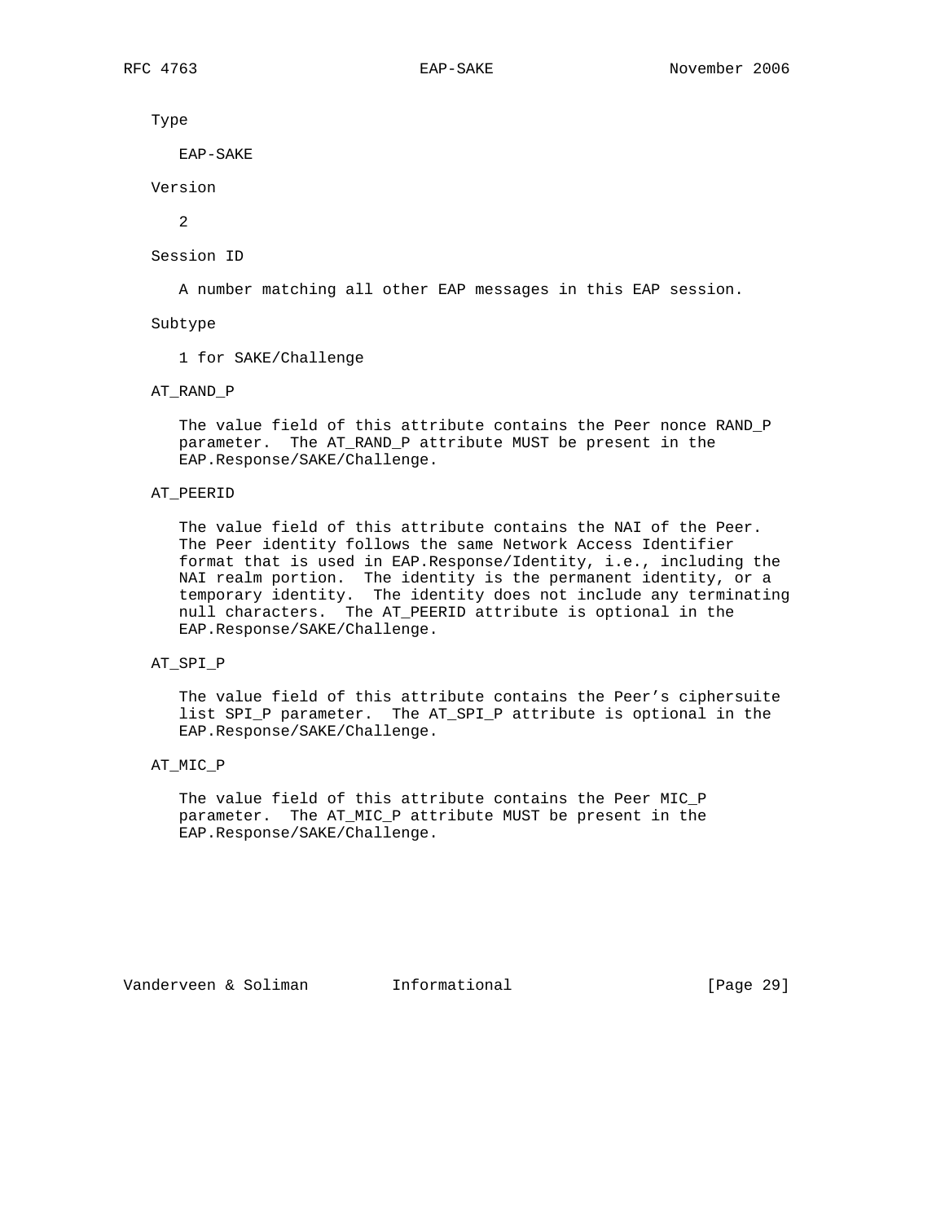Type

EAP-SAKE

Version

2

Session ID

A number matching all other EAP messages in this EAP session.

Subtype

1 for SAKE/Challenge

AT_RAND_P

The value field of this attribute contains the Peer nonce RAND_P parameter. The AT_RAND_P attribute MUST be present in the EAP.Response/SAKE/Challenge.

AT_PEERID

The value field of this attribute contains the NAI of the Peer. The Peer identity follows the same Network Access Identifier format that is used in EAP.Response/Identity, i.e., including the NAI realm portion. The identity is the permanent identity, or a temporary identity. The identity does not include any terminating null characters. The AT_PEERID attribute is optional in the EAP.Response/SAKE/Challenge.

AT_SPI_P

The value field of this attribute contains the Peer's ciphersuite list SPI_P parameter. The AT_SPI_P attribute is optional in the EAP.Response/SAKE/Challenge.

AT_MIC_P

The value field of this attribute contains the Peer MIC_P parameter. The AT_MIC_P attribute MUST be present in the EAP.Response/SAKE/Challenge.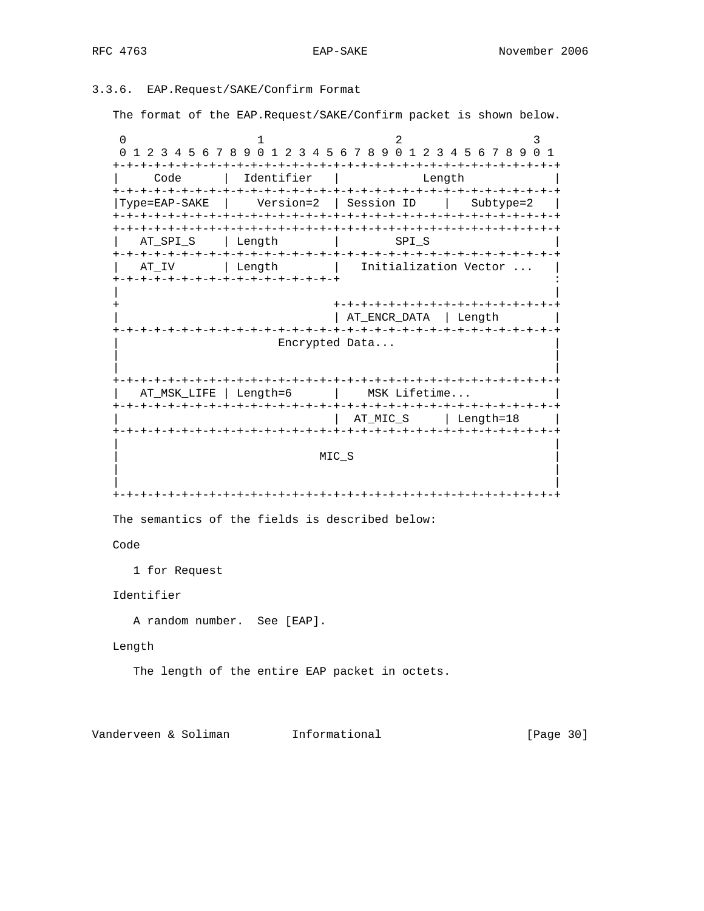### 3.3.6. EAP.Request/SAKE/Confirm Format

The format of the EAP.Request/SAKE/Confirm packet is shown below.

```
 0                   1                   2                   3
 0 1 2 3 4 5 6 7 8 9 0 1 2 3 4 5 6 7 8 9 0 1 2 3 4 5 6 7 8 9 0 1
+-+-+-+-+-+-+-+-+-+-+-+-+-+-+-+-+-+-+-+-+-+-+-+-+-+-+-+-+-+-+-+-+
|     Code      |  Identifier   |            Length             |
+-+-+-+-+-+-+-+-+-+-+-+-+-+-+-+-+-+-+-+-+-+-+-+-+-+-+-+-+-+-+-+-+
|Type=EAP-SAKE  |    Version=2  | Session ID    |   Subtype=2   |
+-+-+-+-+-+-+-+-+-+-+-+-+-+-+-+-+-+-+-+-+-+-+-+-+-+-+-+-+-+-+-+-+
+-+-+-+-+-+-+-+-+-+-+-+-+-+-+-+-+-+-+-+-+-+-+-+-+-+-+-+-+-+-+-+-+
|   AT_SPI_S    | Length        |         SPI_S                 |
+-+-+-+-+-+-+-+-+-+-+-+-+-+-+-+-+-+-+-+-+-+-+-+-+-+-+-+-+-+-+-+-+
|   AT_IV       | Length        |   Initialization Vector ...   |
+-+-+-+-+-+-+-+-+-+-+-+-+-+-+-+-+                               :
|                                                               |
+                               +-+-+-+-+-+-+-+-+-+-+-+-+-+-+-+-+
|                               | AT_ENCR_DATA  | Length        |
+-+-+-+-+-+-+-+-+-+-+-+-+-+-+-+-+-+-+-+-+-+-+-+-+-+-+-+-+-+-+-+-+
|                       Encrypted Data...                       |
|                                                               |
|                                                               |
+-+-+-+-+-+-+-+-+-+-+-+-+-+-+-+-+-+-+-+-+-+-+-+-+-+-+-+-+-+-+-+-+
|   AT_MSK_LIFE | Length=6      |    MSK Lifetime...            |
+-+-+-+-+-+-+-+-+-+-+-+-+-+-+-+-+-+-+-+-+-+-+-+-+-+-+-+-+-+-+-+-+
|                               |  AT_MIC_S     | Length=18     |
+-+-+-+-+-+-+-+-+-+-+-+-+-+-+-+-+-+-+-+-+-+-+-+-+-+-+-+-+-+-+-+-+
|                                                               |
|                             MIC_S                             |
|                                                               |
|                                                               |
+-+-+-+-+-+-+-+-+-+-+-+-+-+-+-+-+-+-+-+-+-+-+-+-+-+-+-+-+-+-+-+-+
```

The semantics of the fields is described below:

Code

   1 for Request

Identifier

   A random number. See [EAP].

Length

   The length of the entire EAP packet in octets.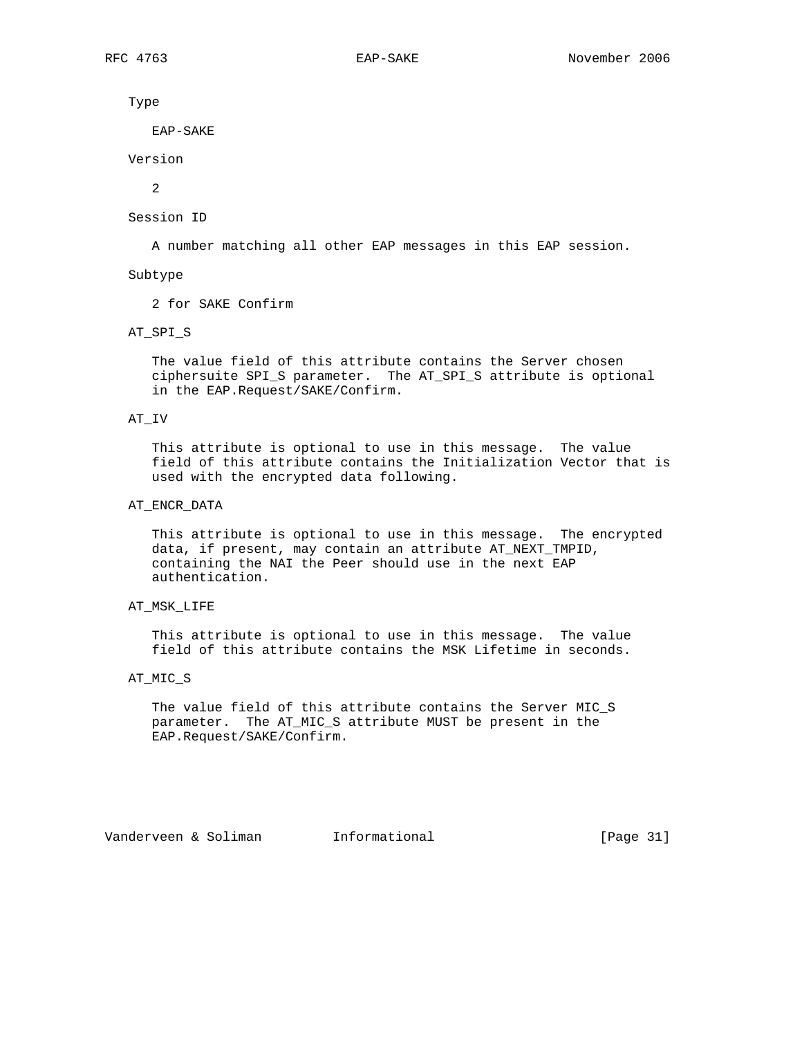Type

EAP-SAKE

Version

2

Session ID

A number matching all other EAP messages in this EAP session.

Subtype

2 for SAKE Confirm

AT_SPI_S

The value field of this attribute contains the Server chosen ciphersuite SPI_S parameter. The AT_SPI_S attribute is optional in the EAP.Request/SAKE/Confirm.

AT_IV

This attribute is optional to use in this message. The value field of this attribute contains the Initialization Vector that is used with the encrypted data following.

AT_ENCR_DATA

This attribute is optional to use in this message. The encrypted data, if present, may contain an attribute AT_NEXT_TMPID, containing the NAI the Peer should use in the next EAP authentication.

AT_MSK_LIFE

This attribute is optional to use in this message. The value field of this attribute contains the MSK Lifetime in seconds.

AT_MIC_S

The value field of this attribute contains the Server MIC_S parameter. The AT_MIC_S attribute MUST be present in the EAP.Request/SAKE/Confirm.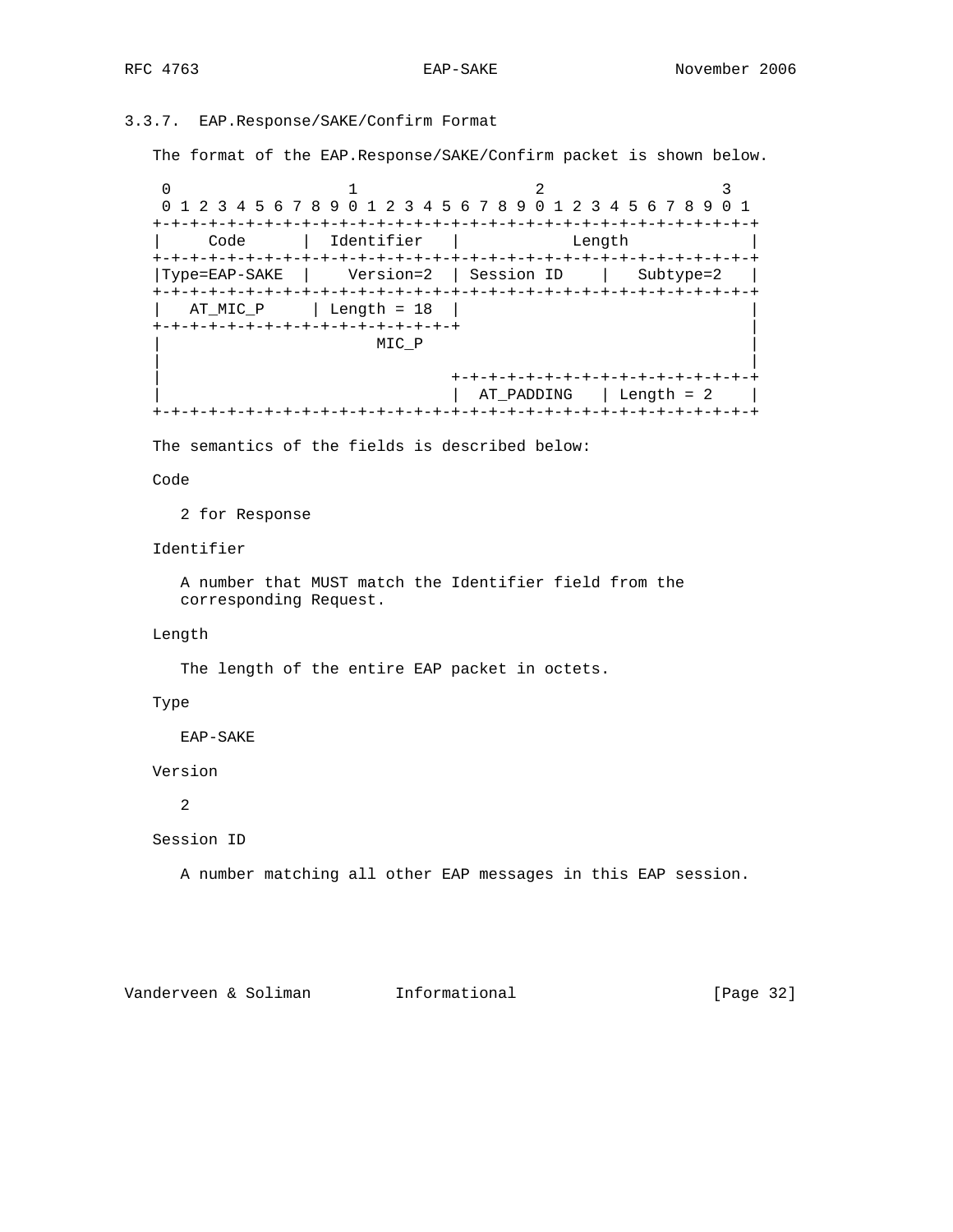### 3.3.7. EAP.Response/SAKE/Confirm Format

The format of the EAP.Response/SAKE/Confirm packet is shown below.

```
 0                   1                   2                   3
 0 1 2 3 4 5 6 7 8 9 0 1 2 3 4 5 6 7 8 9 0 1 2 3 4 5 6 7 8 9 0 1
+-+-+-+-+-+-+-+-+-+-+-+-+-+-+-+-+-+-+-+-+-+-+-+-+-+-+-+-+-+-+-+-+
|     Code      |  Identifier   |            Length             |
+-+-+-+-+-+-+-+-+-+-+-+-+-+-+-+-+-+-+-+-+-+-+-+-+-+-+-+-+-+-+-+-+
|Type=EAP-SAKE  |    Version=2  | Session ID    |   Subtype=2   |
+-+-+-+-+-+-+-+-+-+-+-+-+-+-+-+-+-+-+-+-+-+-+-+-+-+-+-+-+-+-+-+-+
|   AT_MIC_P    | Length = 18   |                               |
+-+-+-+-+-+-+-+-+-+-+-+-+-+-+-+-+                               |
|                      MIC_P                                    |
|                                                               |
|                               +-+-+-+-+-+-+-+-+-+-+-+-+-+-+-+-+
|                               |  AT_PADDING   | Length = 2    |
+-+-+-+-+-+-+-+-+-+-+-+-+-+-+-+-+-+-+-+-+-+-+-+-+-+-+-+-+-+-+-+-+
```

The semantics of the fields is described below:

Code

2 for Response

Identifier

A number that MUST match the Identifier field from the corresponding Request.

Length

The length of the entire EAP packet in octets.

Type

EAP-SAKE

Version

2

Session ID

A number matching all other EAP messages in this EAP session.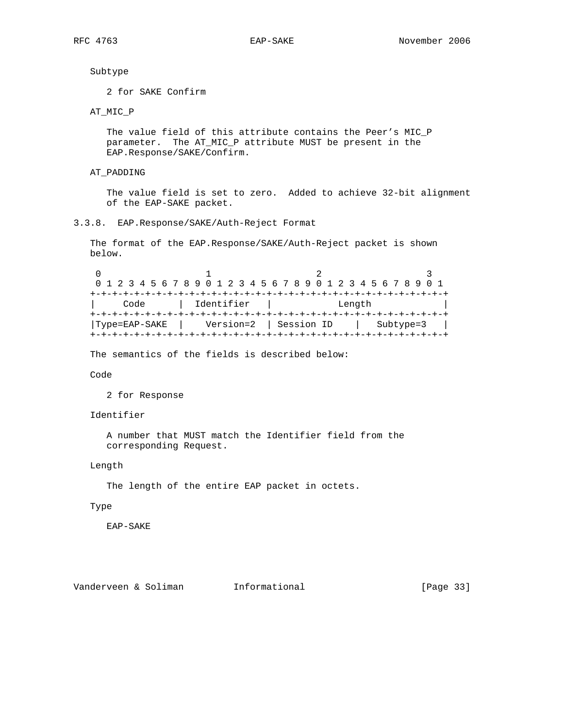Subtype

2 for SAKE Confirm

AT_MIC_P

The value field of this attribute contains the Peer's MIC_P parameter. The AT_MIC_P attribute MUST be present in the EAP.Response/SAKE/Confirm.

AT_PADDING

The value field is set to zero. Added to achieve 32-bit alignment of the EAP-SAKE packet.

### 3.3.8. EAP.Response/SAKE/Auth-Reject Format

The format of the EAP.Response/SAKE/Auth-Reject packet is shown below.

```
 0                   1                   2                   3
 0 1 2 3 4 5 6 7 8 9 0 1 2 3 4 5 6 7 8 9 0 1 2 3 4 5 6 7 8 9 0 1
+-+-+-+-+-+-+-+-+-+-+-+-+-+-+-+-+-+-+-+-+-+-+-+-+-+-+-+-+-+-+-+-+
|     Code      |  Identifier   |            Length             |
+-+-+-+-+-+-+-+-+-+-+-+-+-+-+-+-+-+-+-+-+-+-+-+-+-+-+-+-+-+-+-+-+
|Type=EAP-SAKE  |    Version=2  | Session ID    |   Subtype=3   |
+-+-+-+-+-+-+-+-+-+-+-+-+-+-+-+-+-+-+-+-+-+-+-+-+-+-+-+-+-+-+-+-+
```

The semantics of the fields is described below:

Code

2 for Response

Identifier

A number that MUST match the Identifier field from the corresponding Request.

Length

The length of the entire EAP packet in octets.

Type

EAP-SAKE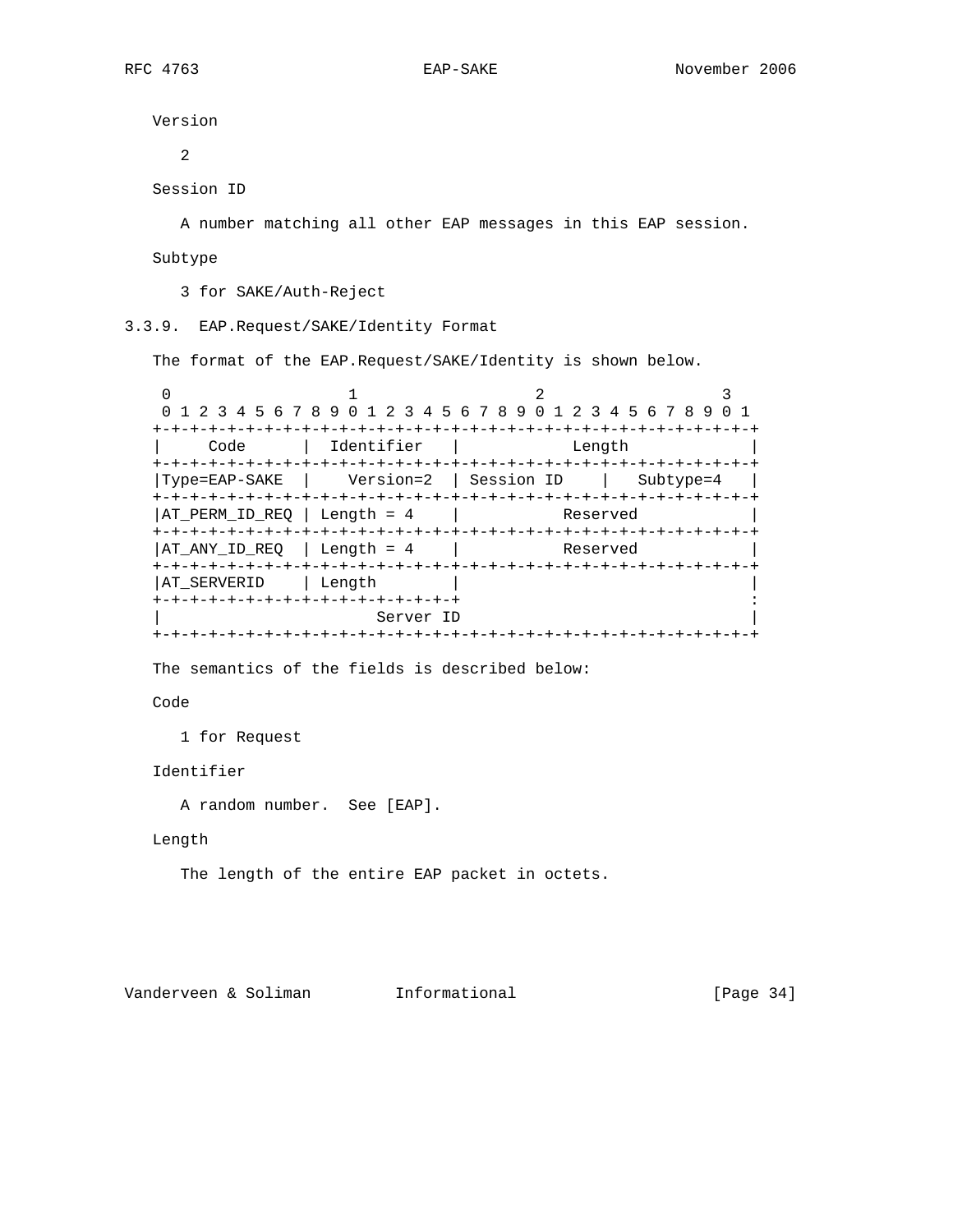Version

2

Session ID

A number matching all other EAP messages in this EAP session.

Subtype

3 for SAKE/Auth-Reject

### 3.3.9. EAP.Request/SAKE/Identity Format

The format of the EAP.Request/SAKE/Identity is shown below.

```
 0                   1                   2                   3
 0 1 2 3 4 5 6 7 8 9 0 1 2 3 4 5 6 7 8 9 0 1 2 3 4 5 6 7 8 9 0 1
+-+-+-+-+-+-+-+-+-+-+-+-+-+-+-+-+-+-+-+-+-+-+-+-+-+-+-+-+-+-+-+-+
|     Code      |  Identifier   |            Length             |
+-+-+-+-+-+-+-+-+-+-+-+-+-+-+-+-+-+-+-+-+-+-+-+-+-+-+-+-+-+-+-+-+
|Type=EAP-SAKE  |    Version=2  | Session ID    |   Subtype=4   |
+-+-+-+-+-+-+-+-+-+-+-+-+-+-+-+-+-+-+-+-+-+-+-+-+-+-+-+-+-+-+-+-+
|AT_PERM_ID_REQ | Length = 4    |           Reserved            |
+-+-+-+-+-+-+-+-+-+-+-+-+-+-+-+-+-+-+-+-+-+-+-+-+-+-+-+-+-+-+-+-+
|AT_ANY_ID_REQ  | Length = 4    |           Reserved            |
+-+-+-+-+-+-+-+-+-+-+-+-+-+-+-+-+-+-+-+-+-+-+-+-+-+-+-+-+-+-+-+-+
|AT_SERVERID    | Length        |                               |
+-+-+-+-+-+-+-+-+-+-+-+-+-+-+-+-+                               :
|                        Server ID                              |
+-+-+-+-+-+-+-+-+-+-+-+-+-+-+-+-+-+-+-+-+-+-+-+-+-+-+-+-+-+-+-+-+
```

The semantics of the fields is described below:

Code

1 for Request

Identifier

A random number. See [EAP].

Length

The length of the entire EAP packet in octets.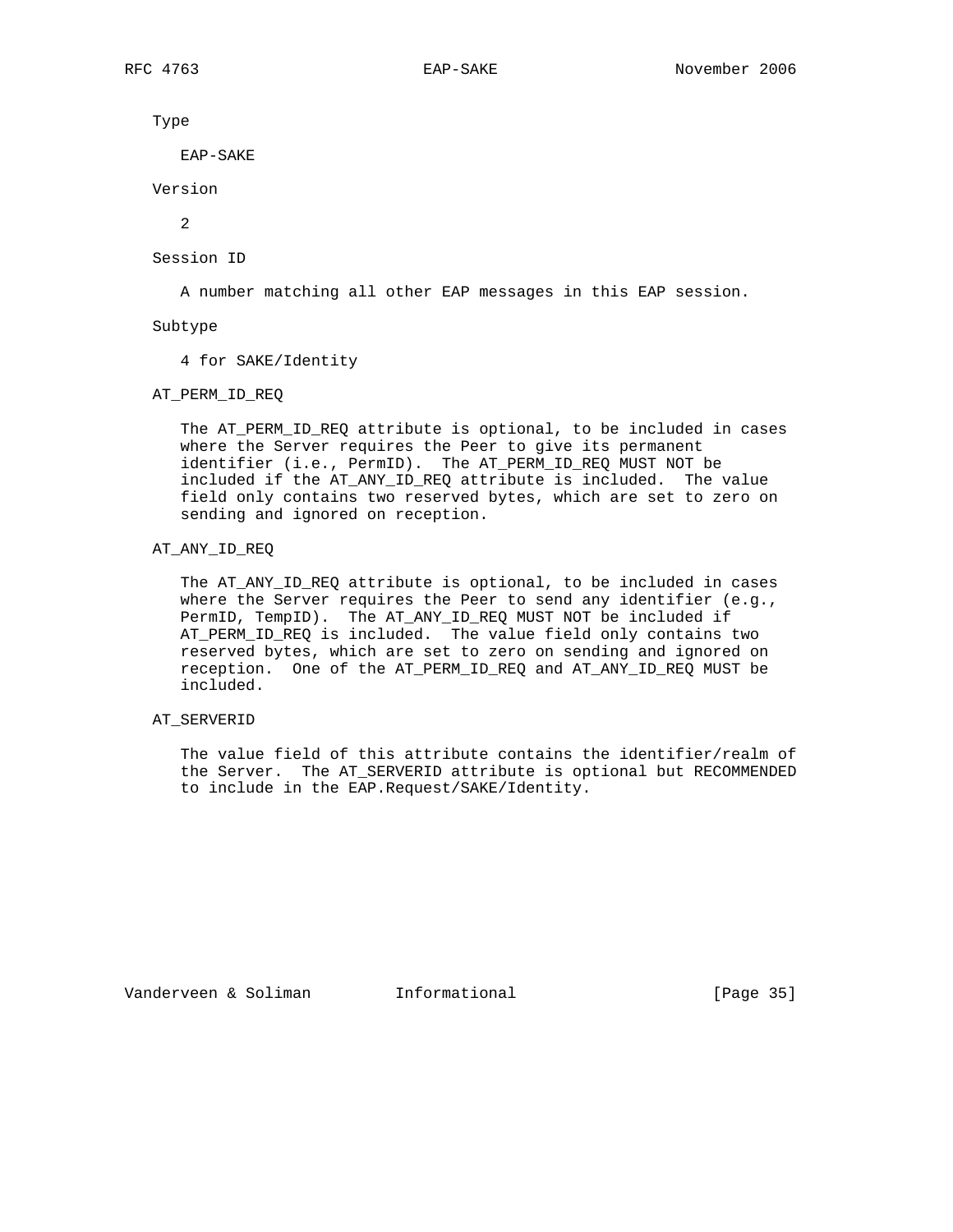Type

EAP-SAKE

Version

2

Session ID

A number matching all other EAP messages in this EAP session.

Subtype

4 for SAKE/Identity

AT_PERM_ID_REQ

The AT_PERM_ID_REQ attribute is optional, to be included in cases where the Server requires the Peer to give its permanent identifier (i.e., PermID). The AT_PERM_ID_REQ MUST NOT be included if the AT_ANY_ID_REQ attribute is included. The value field only contains two reserved bytes, which are set to zero on sending and ignored on reception.

AT_ANY_ID_REQ

The AT_ANY_ID_REQ attribute is optional, to be included in cases where the Server requires the Peer to send any identifier (e.g., PermID, TempID). The AT_ANY_ID_REQ MUST NOT be included if AT_PERM_ID_REQ is included. The value field only contains two reserved bytes, which are set to zero on sending and ignored on reception. One of the AT_PERM_ID_REQ and AT_ANY_ID_REQ MUST be included.

AT_SERVERID

The value field of this attribute contains the identifier/realm of the Server. The AT_SERVERID attribute is optional but RECOMMENDED to include in the EAP.Request/SAKE/Identity.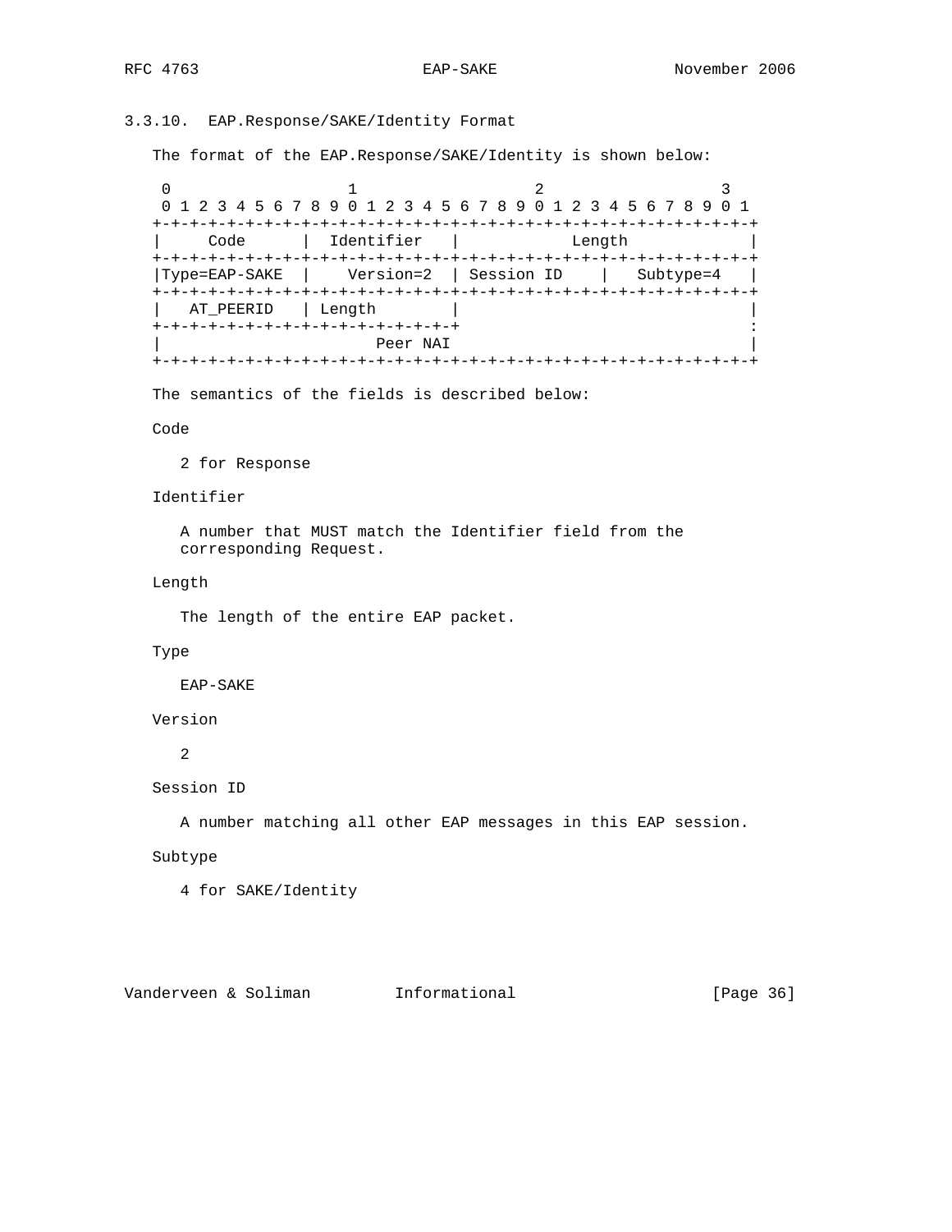### 3.3.10. EAP.Response/SAKE/Identity Format

The format of the EAP.Response/SAKE/Identity is shown below:

```
 0                   1                   2                   3
 0 1 2 3 4 5 6 7 8 9 0 1 2 3 4 5 6 7 8 9 0 1 2 3 4 5 6 7 8 9 0 1
+-+-+-+-+-+-+-+-+-+-+-+-+-+-+-+-+-+-+-+-+-+-+-+-+-+-+-+-+-+-+-+-+
|     Code      |  Identifier   |            Length             |
+-+-+-+-+-+-+-+-+-+-+-+-+-+-+-+-+-+-+-+-+-+-+-+-+-+-+-+-+-+-+-+-+
|Type=EAP-SAKE  |    Version=2  | Session ID    |   Subtype=4   |
+-+-+-+-+-+-+-+-+-+-+-+-+-+-+-+-+-+-+-+-+-+-+-+-+-+-+-+-+-+-+-+-+
|   AT_PEERID   | Length        |                               |
+-+-+-+-+-+-+-+-+-+-+-+-+-+-+-+-+                               :
|                          Peer NAI                             |
+-+-+-+-+-+-+-+-+-+-+-+-+-+-+-+-+-+-+-+-+-+-+-+-+-+-+-+-+-+-+-+-+
```

The semantics of the fields is described below:

Code

   2 for Response

Identifier

   A number that MUST match the Identifier field from the corresponding Request.

Length

   The length of the entire EAP packet.

Type

   EAP-SAKE

Version

   2

Session ID

   A number matching all other EAP messages in this EAP session.

Subtype

   4 for SAKE/Identity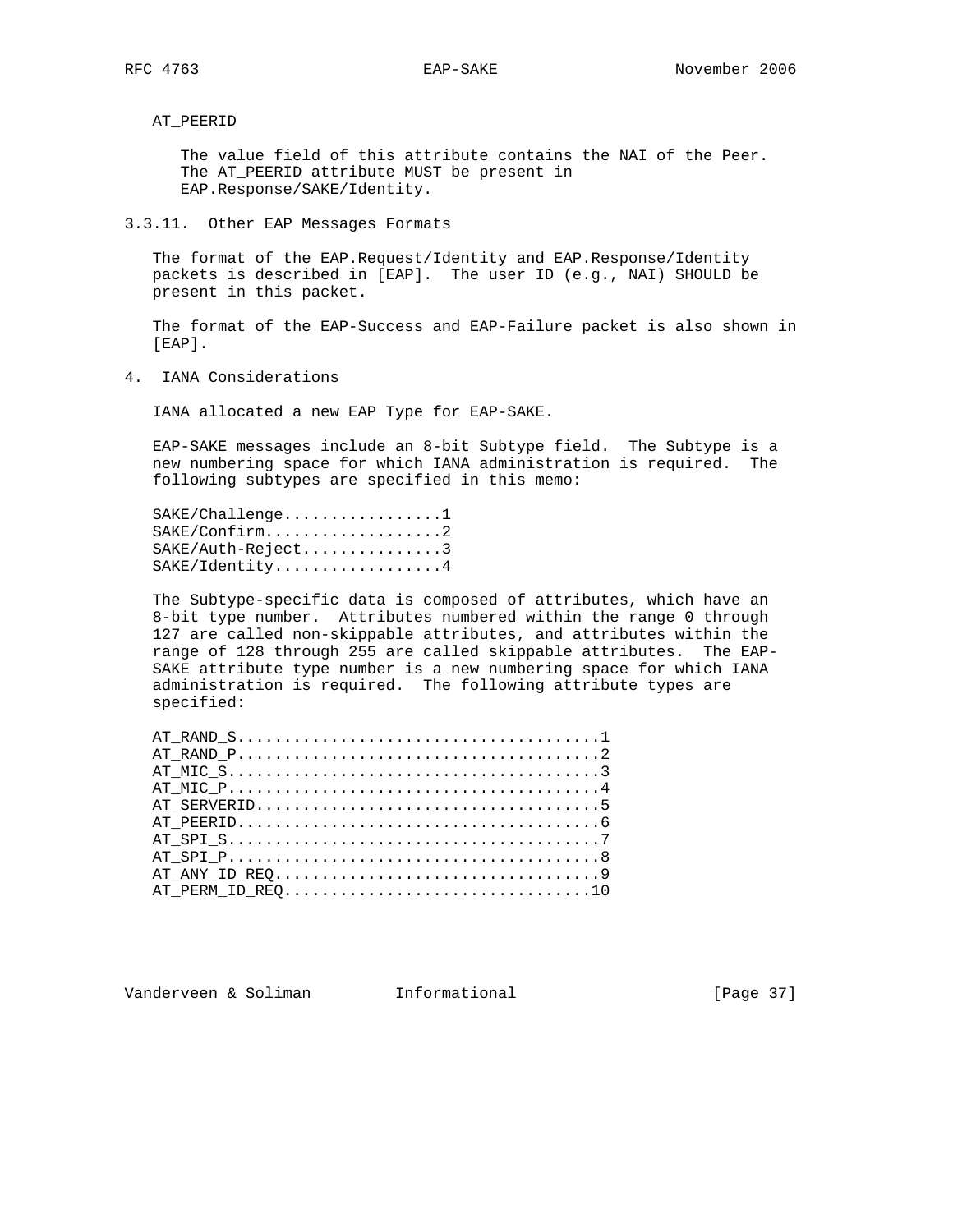AT_PEERID

The value field of this attribute contains the NAI of the Peer. The AT_PEERID attribute MUST be present in EAP.Response/SAKE/Identity.

### 3.3.11. Other EAP Messages Formats

The format of the EAP.Request/Identity and EAP.Response/Identity packets is described in [EAP]. The user ID (e.g., NAI) SHOULD be present in this packet.

The format of the EAP-Success and EAP-Failure packet is also shown in [EAP].

## 4. IANA Considerations

IANA allocated a new EAP Type for EAP-SAKE.

EAP-SAKE messages include an 8-bit Subtype field. The Subtype is a new numbering space for which IANA administration is required. The following subtypes are specified in this memo:

```
SAKE/Challenge.................1
SAKE/Confirm...................2
SAKE/Auth-Reject...............3
SAKE/Identity..................4
```

The Subtype-specific data is composed of attributes, which have an 8-bit type number. Attributes numbered within the range 0 through 127 are called non-skippable attributes, and attributes within the range of 128 through 255 are called skippable attributes. The EAP-SAKE attribute type number is a new numbering space for which IANA administration is required. The following attribute types are specified:

```
AT_RAND_S......................................1
AT_RAND_P......................................2
AT_MIC_S.......................................3
AT_MIC_P.......................................4
AT_SERVERID....................................5
AT_PEERID......................................6
AT_SPI_S.......................................7
AT_SPI_P.......................................8
AT_ANY_ID_REQ..................................9
AT_PERM_ID_REQ................................10
```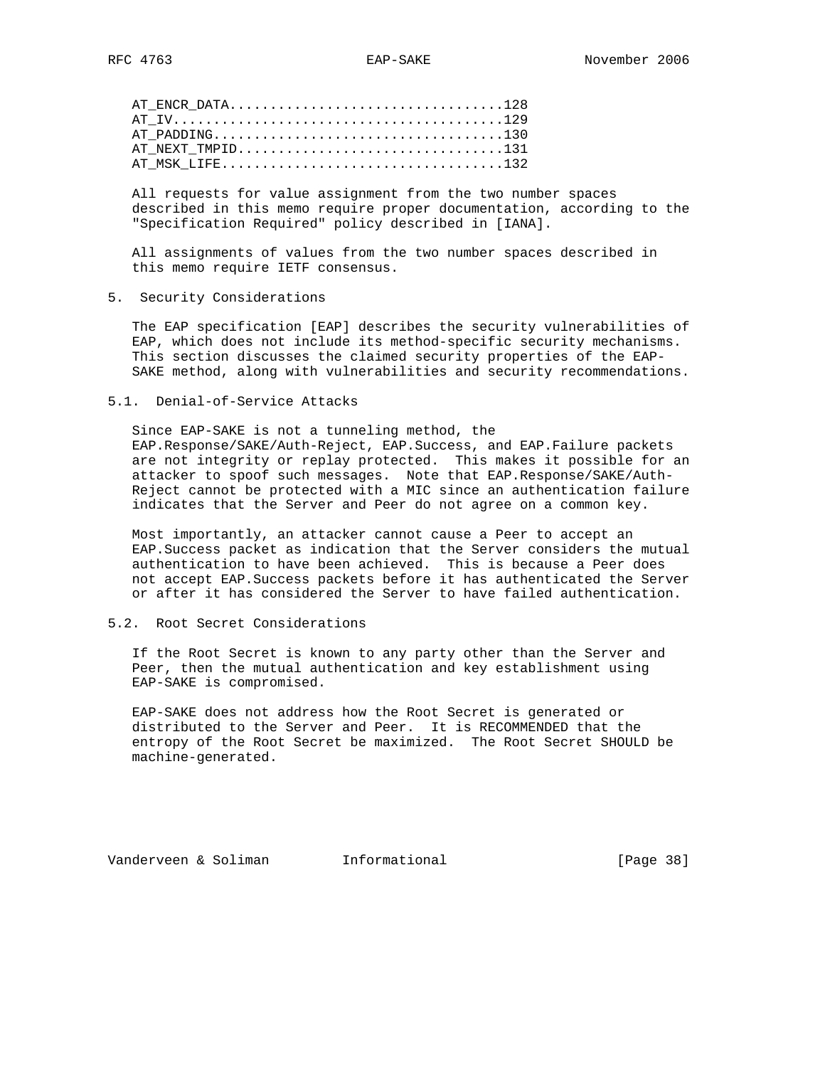```
AT_ENCR_DATA.................................128
AT_IV........................................129
AT_PADDING...................................130
AT_NEXT_TMPID................................131
AT_MSK_LIFE..................................132
```

All requests for value assignment from the two number spaces described in this memo require proper documentation, according to the "Specification Required" policy described in [IANA].

All assignments of values from the two number spaces described in this memo require IETF consensus.

## 5. Security Considerations

The EAP specification [EAP] describes the security vulnerabilities of EAP, which does not include its method-specific security mechanisms. This section discusses the claimed security properties of the EAP-SAKE method, along with vulnerabilities and security recommendations.

### 5.1. Denial-of-Service Attacks

Since EAP-SAKE is not a tunneling method, the EAP.Response/SAKE/Auth-Reject, EAP.Success, and EAP.Failure packets are not integrity or replay protected. This makes it possible for an attacker to spoof such messages. Note that EAP.Response/SAKE/Auth-Reject cannot be protected with a MIC since an authentication failure indicates that the Server and Peer do not agree on a common key.

Most importantly, an attacker cannot cause a Peer to accept an EAP.Success packet as indication that the Server considers the mutual authentication to have been achieved. This is because a Peer does not accept EAP.Success packets before it has authenticated the Server or after it has considered the Server to have failed authentication.

### 5.2. Root Secret Considerations

If the Root Secret is known to any party other than the Server and Peer, then the mutual authentication and key establishment using EAP-SAKE is compromised.

EAP-SAKE does not address how the Root Secret is generated or distributed to the Server and Peer. It is RECOMMENDED that the entropy of the Root Secret be maximized. The Root Secret SHOULD be machine-generated.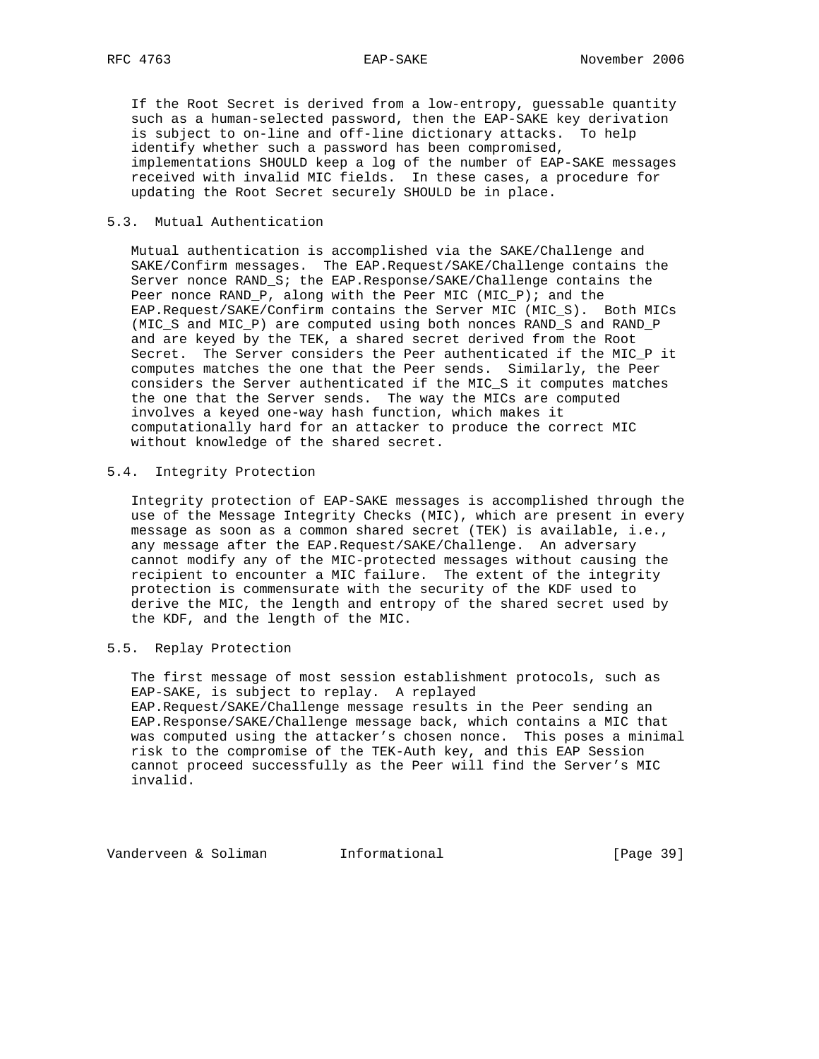If the Root Secret is derived from a low-entropy, guessable quantity such as a human-selected password, then the EAP-SAKE key derivation is subject to on-line and off-line dictionary attacks. To help identify whether such a password has been compromised, implementations SHOULD keep a log of the number of EAP-SAKE messages received with invalid MIC fields. In these cases, a procedure for updating the Root Secret securely SHOULD be in place.

## 5.3. Mutual Authentication

Mutual authentication is accomplished via the SAKE/Challenge and SAKE/Confirm messages. The EAP.Request/SAKE/Challenge contains the Server nonce RAND_S; the EAP.Response/SAKE/Challenge contains the Peer nonce RAND_P, along with the Peer MIC (MIC_P); and the EAP.Request/SAKE/Confirm contains the Server MIC (MIC_S). Both MICs (MIC_S and MIC_P) are computed using both nonces RAND_S and RAND_P and are keyed by the TEK, a shared secret derived from the Root Secret. The Server considers the Peer authenticated if the MIC_P it computes matches the one that the Peer sends. Similarly, the Peer considers the Server authenticated if the MIC_S it computes matches the one that the Server sends. The way the MICs are computed involves a keyed one-way hash function, which makes it computationally hard for an attacker to produce the correct MIC without knowledge of the shared secret.

## 5.4. Integrity Protection

Integrity protection of EAP-SAKE messages is accomplished through the use of the Message Integrity Checks (MIC), which are present in every message as soon as a common shared secret (TEK) is available, i.e., any message after the EAP.Request/SAKE/Challenge. An adversary cannot modify any of the MIC-protected messages without causing the recipient to encounter a MIC failure. The extent of the integrity protection is commensurate with the security of the KDF used to derive the MIC, the length and entropy of the shared secret used by the KDF, and the length of the MIC.

## 5.5. Replay Protection

The first message of most session establishment protocols, such as EAP-SAKE, is subject to replay. A replayed EAP.Request/SAKE/Challenge message results in the Peer sending an EAP.Response/SAKE/Challenge message back, which contains a MIC that was computed using the attacker's chosen nonce. This poses a minimal risk to the compromise of the TEK-Auth key, and this EAP Session cannot proceed successfully as the Peer will find the Server's MIC invalid.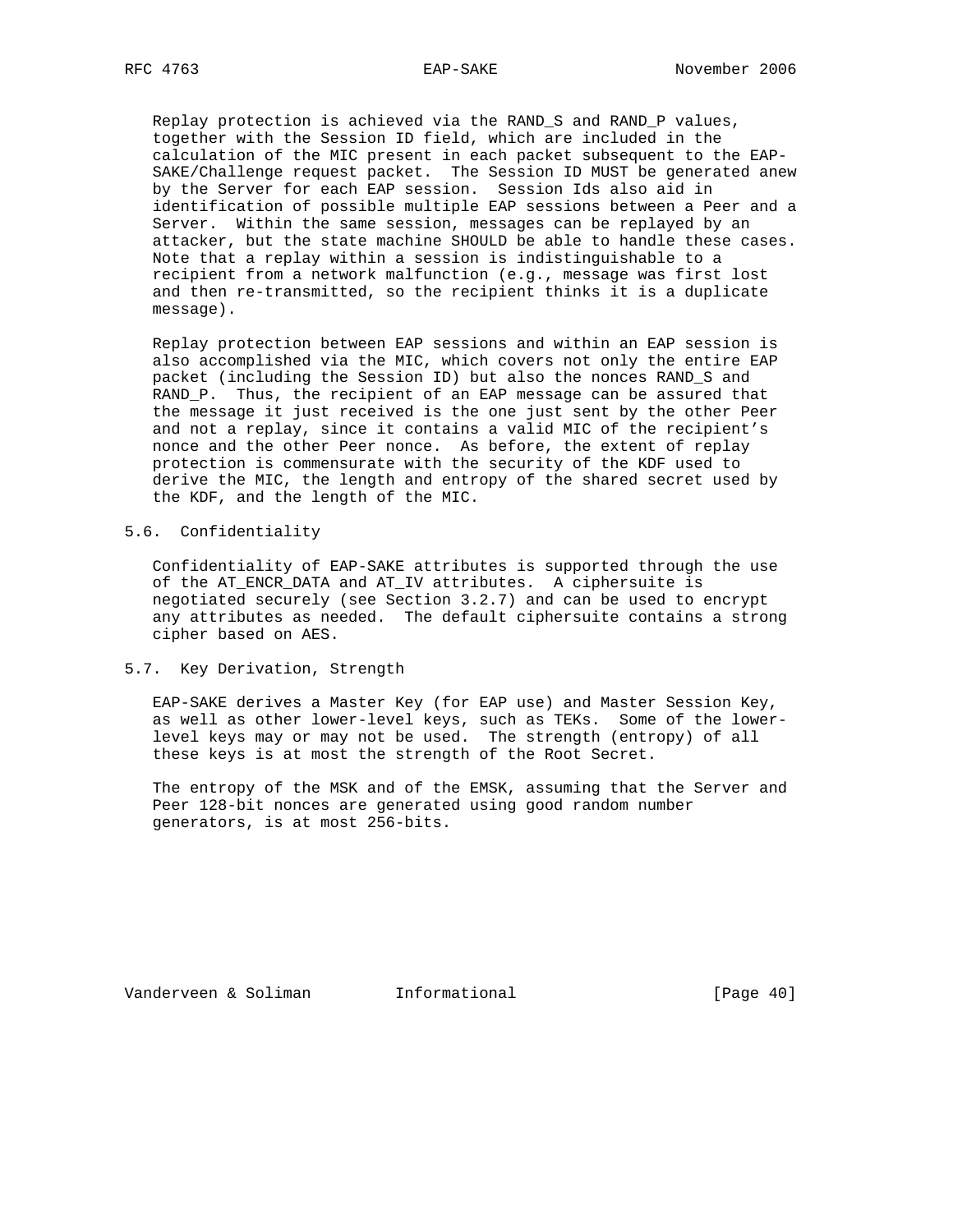Replay protection is achieved via the RAND_S and RAND_P values, together with the Session ID field, which are included in the calculation of the MIC present in each packet subsequent to the EAP-SAKE/Challenge request packet. The Session ID MUST be generated anew by the Server for each EAP session. Session Ids also aid in identification of possible multiple EAP sessions between a Peer and a Server. Within the same session, messages can be replayed by an attacker, but the state machine SHOULD be able to handle these cases. Note that a replay within a session is indistinguishable to a recipient from a network malfunction (e.g., message was first lost and then re-transmitted, so the recipient thinks it is a duplicate message).

Replay protection between EAP sessions and within an EAP session is also accomplished via the MIC, which covers not only the entire EAP packet (including the Session ID) but also the nonces RAND_S and RAND_P. Thus, the recipient of an EAP message can be assured that the message it just received is the one just sent by the other Peer and not a replay, since it contains a valid MIC of the recipient's nonce and the other Peer nonce. As before, the extent of replay protection is commensurate with the security of the KDF used to derive the MIC, the length and entropy of the shared secret used by the KDF, and the length of the MIC.

### 5.6. Confidentiality

Confidentiality of EAP-SAKE attributes is supported through the use of the AT_ENCR_DATA and AT_IV attributes. A ciphersuite is negotiated securely (see Section 3.2.7) and can be used to encrypt any attributes as needed. The default ciphersuite contains a strong cipher based on AES.

### 5.7. Key Derivation, Strength

EAP-SAKE derives a Master Key (for EAP use) and Master Session Key, as well as other lower-level keys, such as TEKs. Some of the lower-level keys may or may not be used. The strength (entropy) of all these keys is at most the strength of the Root Secret.

The entropy of the MSK and of the EMSK, assuming that the Server and Peer 128-bit nonces are generated using good random number generators, is at most 256-bits.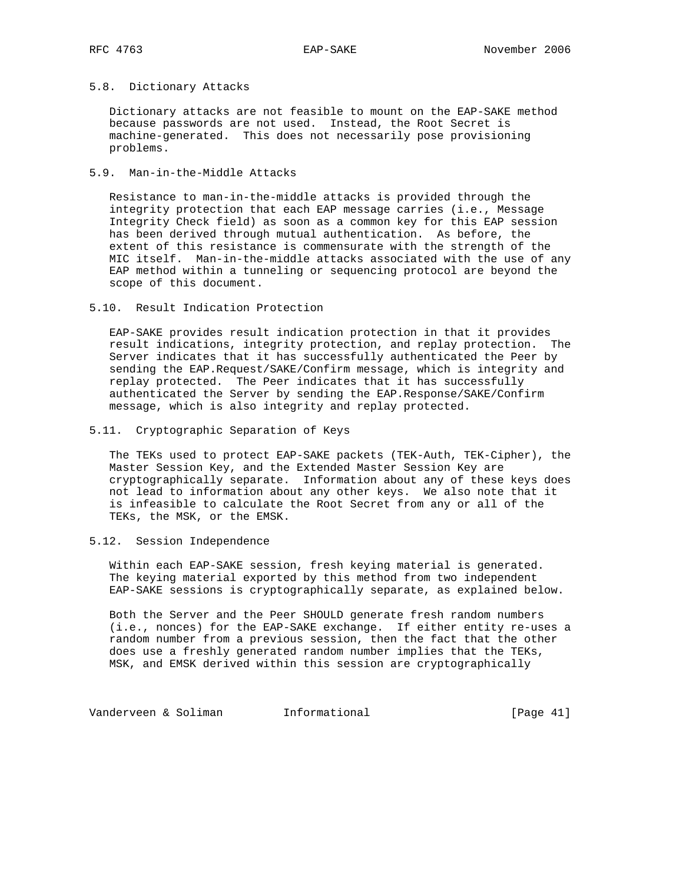### 5.8. Dictionary Attacks

Dictionary attacks are not feasible to mount on the EAP-SAKE method because passwords are not used. Instead, the Root Secret is machine-generated. This does not necessarily pose provisioning problems.

### 5.9. Man-in-the-Middle Attacks

Resistance to man-in-the-middle attacks is provided through the integrity protection that each EAP message carries (i.e., Message Integrity Check field) as soon as a common key for this EAP session has been derived through mutual authentication. As before, the extent of this resistance is commensurate with the strength of the MIC itself. Man-in-the-middle attacks associated with the use of any EAP method within a tunneling or sequencing protocol are beyond the scope of this document.

### 5.10. Result Indication Protection

EAP-SAKE provides result indication protection in that it provides result indications, integrity protection, and replay protection. The Server indicates that it has successfully authenticated the Peer by sending the EAP.Request/SAKE/Confirm message, which is integrity and replay protected. The Peer indicates that it has successfully authenticated the Server by sending the EAP.Response/SAKE/Confirm message, which is also integrity and replay protected.

### 5.11. Cryptographic Separation of Keys

The TEKs used to protect EAP-SAKE packets (TEK-Auth, TEK-Cipher), the Master Session Key, and the Extended Master Session Key are cryptographically separate. Information about any of these keys does not lead to information about any other keys. We also note that it is infeasible to calculate the Root Secret from any or all of the TEKs, the MSK, or the EMSK.

### 5.12. Session Independence

Within each EAP-SAKE session, fresh keying material is generated. The keying material exported by this method from two independent EAP-SAKE sessions is cryptographically separate, as explained below.

Both the Server and the Peer SHOULD generate fresh random numbers (i.e., nonces) for the EAP-SAKE exchange. If either entity re-uses a random number from a previous session, then the fact that the other does use a freshly generated random number implies that the TEKs, MSK, and EMSK derived within this session are cryptographically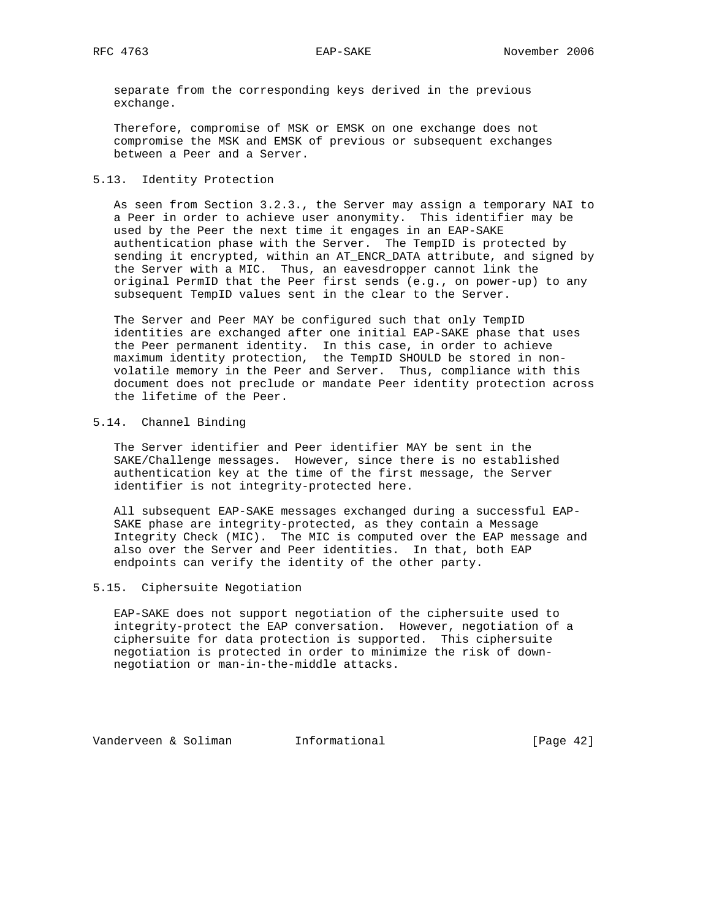separate from the corresponding keys derived in the previous exchange.

Therefore, compromise of MSK or EMSK on one exchange does not compromise the MSK and EMSK of previous or subsequent exchanges between a Peer and a Server.

## 5.13. Identity Protection

As seen from Section 3.2.3., the Server may assign a temporary NAI to a Peer in order to achieve user anonymity. This identifier may be used by the Peer the next time it engages in an EAP-SAKE authentication phase with the Server. The TempID is protected by sending it encrypted, within an AT_ENCR_DATA attribute, and signed by the Server with a MIC. Thus, an eavesdropper cannot link the original PermID that the Peer first sends (e.g., on power-up) to any subsequent TempID values sent in the clear to the Server.

The Server and Peer MAY be configured such that only TempID identities are exchanged after one initial EAP-SAKE phase that uses the Peer permanent identity. In this case, in order to achieve maximum identity protection, the TempID SHOULD be stored in non-volatile memory in the Peer and Server. Thus, compliance with this document does not preclude or mandate Peer identity protection across the lifetime of the Peer.

## 5.14. Channel Binding

The Server identifier and Peer identifier MAY be sent in the SAKE/Challenge messages. However, since there is no established authentication key at the time of the first message, the Server identifier is not integrity-protected here.

All subsequent EAP-SAKE messages exchanged during a successful EAP-SAKE phase are integrity-protected, as they contain a Message Integrity Check (MIC). The MIC is computed over the EAP message and also over the Server and Peer identities. In that, both EAP endpoints can verify the identity of the other party.

## 5.15. Ciphersuite Negotiation

EAP-SAKE does not support negotiation of the ciphersuite used to integrity-protect the EAP conversation. However, negotiation of a ciphersuite for data protection is supported. This ciphersuite negotiation is protected in order to minimize the risk of down-negotiation or man-in-the-middle attacks.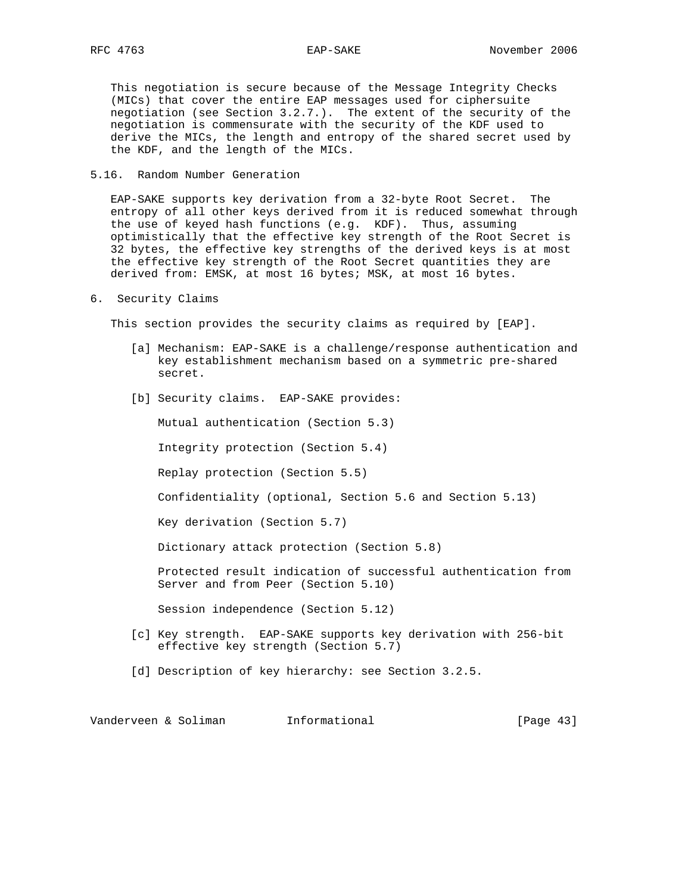This negotiation is secure because of the Message Integrity Checks (MICs) that cover the entire EAP messages used for ciphersuite negotiation (see Section 3.2.7.). The extent of the security of the negotiation is commensurate with the security of the KDF used to derive the MICs, the length and entropy of the shared secret used by the KDF, and the length of the MICs.

## 5.16. Random Number Generation

EAP-SAKE supports key derivation from a 32-byte Root Secret. The entropy of all other keys derived from it is reduced somewhat through the use of keyed hash functions (e.g. KDF). Thus, assuming optimistically that the effective key strength of the Root Secret is 32 bytes, the effective key strengths of the derived keys is at most the effective key strength of the Root Secret quantities they are derived from: EMSK, at most 16 bytes; MSK, at most 16 bytes.

# 6. Security Claims

This section provides the security claims as required by [EAP].

[a] Mechanism: EAP-SAKE is a challenge/response authentication and key establishment mechanism based on a symmetric pre-shared secret.

[b] Security claims. EAP-SAKE provides:

Mutual authentication (Section 5.3)

Integrity protection (Section 5.4)

Replay protection (Section 5.5)

Confidentiality (optional, Section 5.6 and Section 5.13)

Key derivation (Section 5.7)

Dictionary attack protection (Section 5.8)

Protected result indication of successful authentication from Server and from Peer (Section 5.10)

Session independence (Section 5.12)

[c] Key strength. EAP-SAKE supports key derivation with 256-bit effective key strength (Section 5.7)

[d] Description of key hierarchy: see Section 3.2.5.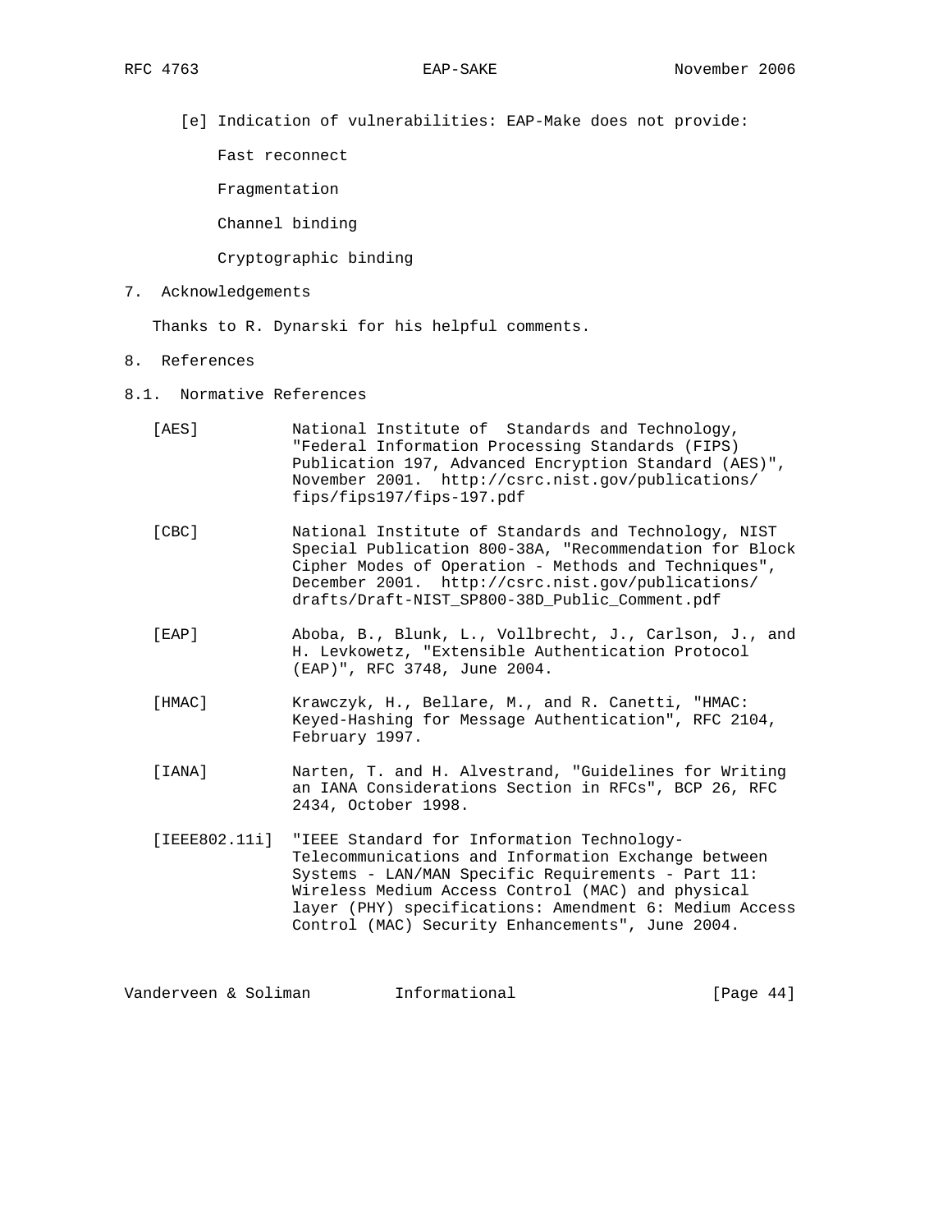[e] Indication of vulnerabilities: EAP-Make does not provide:

Fast reconnect

Fragmentation

Channel binding

Cryptographic binding

## 7. Acknowledgements

Thanks to R. Dynarski for his helpful comments.

## 8. References

### 8.1. Normative References

[AES] National Institute of Standards and Technology, "Federal Information Processing Standards (FIPS) Publication 197, Advanced Encryption Standard (AES)", November 2001. http://csrc.nist.gov/publications/fips/fips197/fips-197.pdf

[CBC] National Institute of Standards and Technology, NIST Special Publication 800-38A, "Recommendation for Block Cipher Modes of Operation - Methods and Techniques", December 2001. http://csrc.nist.gov/publications/drafts/Draft-NIST_SP800-38D_Public_Comment.pdf

[EAP] Aboba, B., Blunk, L., Vollbrecht, J., Carlson, J., and H. Levkowetz, "Extensible Authentication Protocol (EAP)", RFC 3748, June 2004.

[HMAC] Krawczyk, H., Bellare, M., and R. Canetti, "HMAC: Keyed-Hashing for Message Authentication", RFC 2104, February 1997.

[IANA] Narten, T. and H. Alvestrand, "Guidelines for Writing an IANA Considerations Section in RFCs", BCP 26, RFC 2434, October 1998.

[IEEE802.11i] "IEEE Standard for Information Technology-Telecommunications and Information Exchange between Systems - LAN/MAN Specific Requirements - Part 11: Wireless Medium Access Control (MAC) and physical layer (PHY) specifications: Amendment 6: Medium Access Control (MAC) Security Enhancements", June 2004.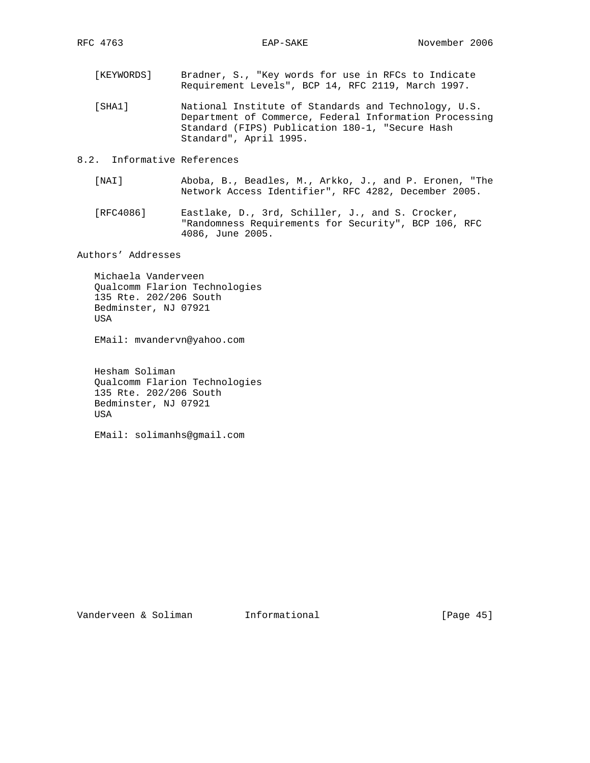[KEYWORDS] Bradner, S., "Key words for use in RFCs to Indicate Requirement Levels", BCP 14, RFC 2119, March 1997.

[SHA1] National Institute of Standards and Technology, U.S. Department of Commerce, Federal Information Processing Standard (FIPS) Publication 180-1, "Secure Hash Standard", April 1995.

## 8.2. Informative References

[NAI] Aboba, B., Beadles, M., Arkko, J., and P. Eronen, "The Network Access Identifier", RFC 4282, December 2005.

[RFC4086] Eastlake, D., 3rd, Schiller, J., and S. Crocker, "Randomness Requirements for Security", BCP 106, RFC 4086, June 2005.

## Authors' Addresses

Michaela Vanderveen
Qualcomm Flarion Technologies
135 Rte. 202/206 South
Bedminster, NJ 07921
USA

EMail: mvandervn@yahoo.com

Hesham Soliman
Qualcomm Flarion Technologies
135 Rte. 202/206 South
Bedminster, NJ 07921
USA

EMail: solimanhs@gmail.com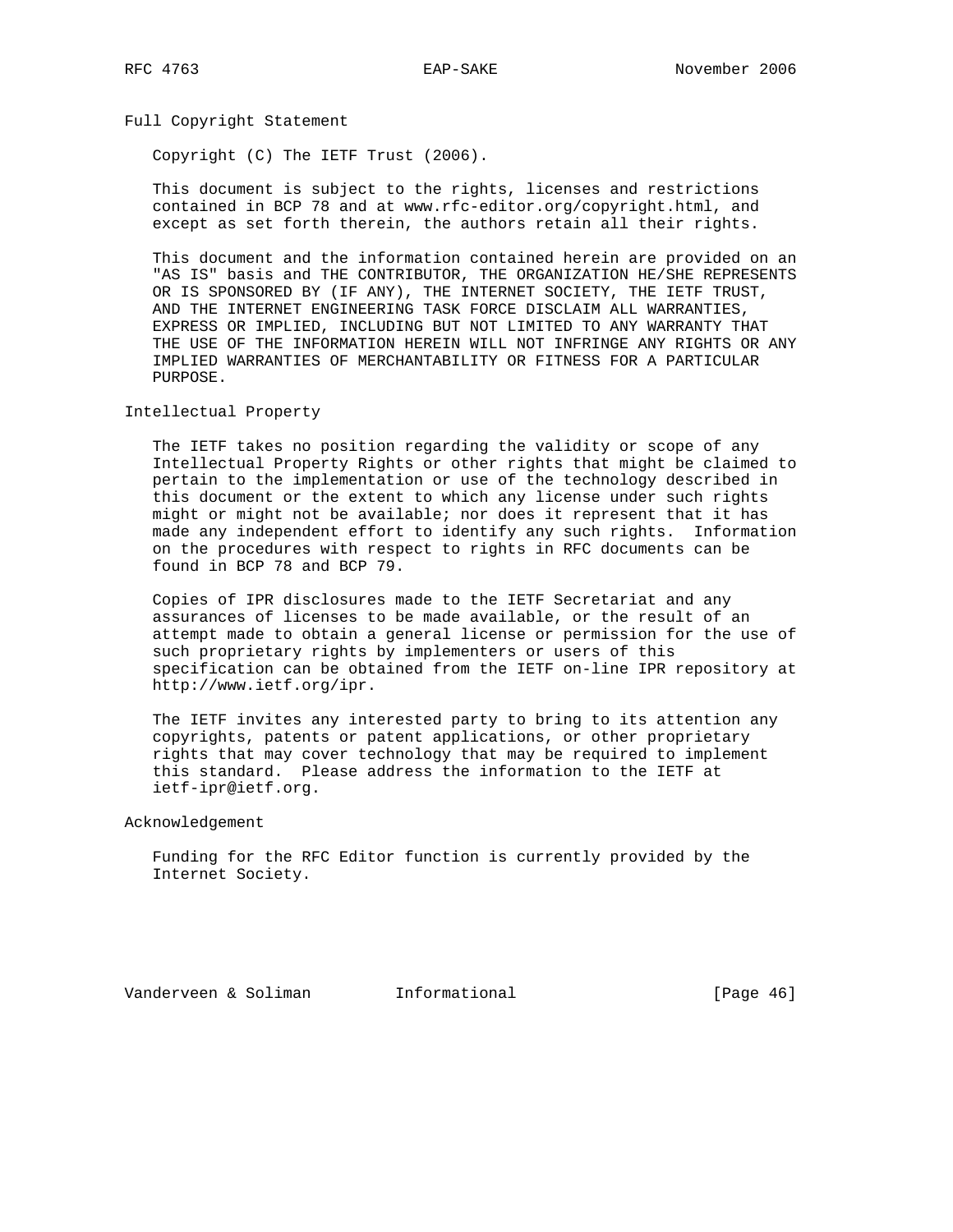## Full Copyright Statement

Copyright (C) The IETF Trust (2006).

This document is subject to the rights, licenses and restrictions contained in BCP 78 and at www.rfc-editor.org/copyright.html, and except as set forth therein, the authors retain all their rights.

This document and the information contained herein are provided on an "AS IS" basis and THE CONTRIBUTOR, THE ORGANIZATION HE/SHE REPRESENTS OR IS SPONSORED BY (IF ANY), THE INTERNET SOCIETY, THE IETF TRUST, AND THE INTERNET ENGINEERING TASK FORCE DISCLAIM ALL WARRANTIES, EXPRESS OR IMPLIED, INCLUDING BUT NOT LIMITED TO ANY WARRANTY THAT THE USE OF THE INFORMATION HEREIN WILL NOT INFRINGE ANY RIGHTS OR ANY IMPLIED WARRANTIES OF MERCHANTABILITY OR FITNESS FOR A PARTICULAR PURPOSE.

## Intellectual Property

The IETF takes no position regarding the validity or scope of any Intellectual Property Rights or other rights that might be claimed to pertain to the implementation or use of the technology described in this document or the extent to which any license under such rights might or might not be available; nor does it represent that it has made any independent effort to identify any such rights. Information on the procedures with respect to rights in RFC documents can be found in BCP 78 and BCP 79.

Copies of IPR disclosures made to the IETF Secretariat and any assurances of licenses to be made available, or the result of an attempt made to obtain a general license or permission for the use of such proprietary rights by implementers or users of this specification can be obtained from the IETF on-line IPR repository at http://www.ietf.org/ipr.

The IETF invites any interested party to bring to its attention any copyrights, patents or patent applications, or other proprietary rights that may cover technology that may be required to implement this standard. Please address the information to the IETF at ietf-ipr@ietf.org.

## Acknowledgement

Funding for the RFC Editor function is currently provided by the Internet Society.